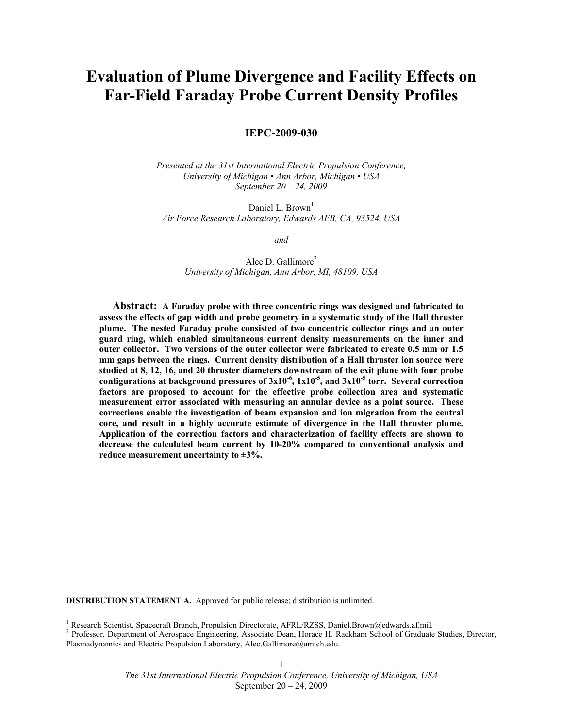# Evaluation of Plume Divergence and Facility Effects on Far-Field Faraday Probe Current Density Profiles

**IEPC-2009-030**

*Presented at the 31st International Electric Propulsion Conference,*
*University of Michigan • Ann Arbor, Michigan • USA*
*September 20 – 24, 2009*

Daniel L. Brown[1]
*Air Force Research Laboratory, Edwards AFB, CA, 93524, USA*

*and*

Alec D. Gallimore[2]
*University of Michigan, Ann Arbor, MI, 48109, USA*

**Abstract: A Faraday probe with three concentric rings was designed and fabricated to assess the effects of gap width and probe geometry in a systematic study of the Hall thruster plume. The nested Faraday probe consisted of two concentric collector rings and an outer guard ring, which enabled simultaneous current density measurements on the inner and outer collector. Two versions of the outer collector were fabricated to create 0.5 mm or 1.5 mm gaps between the rings. Current density distribution of a Hall thruster ion source were studied at 8, 12, 16, and 20 thruster diameters downstream of the exit plane with four probe configurations at background pressures of $3 \times 10^{-6}$, $1 \times 10^{-5}$, and $3 \times 10^{-5}$ torr. Several correction factors are proposed to account for the effective probe collection area and systematic measurement error associated with measuring an annular device as a point source. These corrections enable the investigation of beam expansion and ion migration from the central core, and result in a highly accurate estimate of divergence in the Hall thruster plume. Application of the correction factors and characterization of facility effects are shown to decrease the calculated beam current by 10-20% compared to conventional analysis and reduce measurement uncertainty to ±3%.**

**DISTRIBUTION STATEMENT A.** Approved for public release; distribution is unlimited.

[1] Research Scientist, Spacecraft Branch, Propulsion Directorate, AFRL/RZSS, Daniel.Brown@edwards.af.mil.

[2] Professor, Department of Aerospace Engineering, Associate Dean, Horace H. Rackham School of Graduate Studies, Director, Plasmadynamics and Electric Propulsion Laboratory, Alec.Gallimore@umich.edu.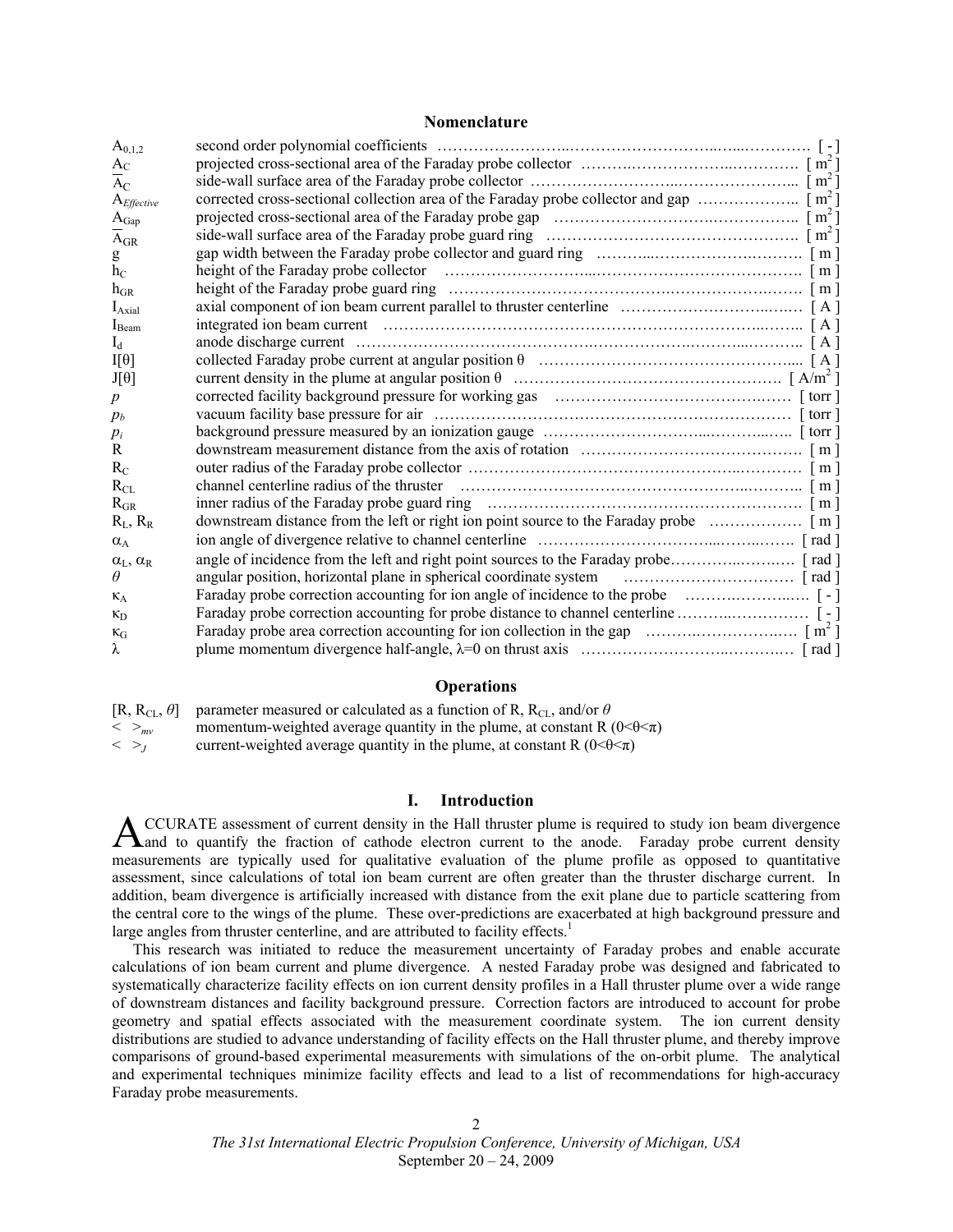## Nomenclature

| | | |
|---|---|---|
| $A_{0,1,2}$ | second order polynomial coefficients | [ - ] |
| $A_C$ | projected cross-sectional area of the Faraday probe collector | [ $m^2$ ] |
| $\overline{A}_C$ | side-wall surface area of the Faraday probe collector | [ $m^2$ ] |
| $A_{Effective}$ | corrected cross-sectional collection area of the Faraday probe collector and gap | [ $m^2$ ] |
| $A_{Gap}$ | projected cross-sectional area of the Faraday probe gap | [ $m^2$ ] |
| $\overline{A}_{GR}$ | side-wall surface area of the Faraday probe guard ring | [ $m^2$ ] |
| g | gap width between the Faraday probe collector and guard ring | [ m ] |
| $h_C$ | height of the Faraday probe collector | [ m ] |
| $h_{GR}$ | height of the Faraday probe guard ring | [ m ] |
| $I_{Axial}$ | axial component of ion beam current parallel to thruster centerline | [ A ] |
| $I_{Beam}$ | integrated ion beam current | [ A ] |
| $I_d$ | anode discharge current | [ A ] |
| $I[\theta]$ | collected Faraday probe current at angular position $\theta$ | [ A ] |
| $J[\theta]$ | current density in the plume at angular position $\theta$ | [ $A/m^2$ ] |
| $p$ | corrected facility background pressure for working gas | [ torr ] |
| $p_b$ | vacuum facility base pressure for air | [ torr ] |
| $p_i$ | background pressure measured by an ionization gauge | [ torr ] |
| R | downstream measurement distance from the axis of rotation | [ m ] |
| $R_C$ | outer radius of the Faraday probe collector | [ m ] |
| $R_{CL}$ | channel centerline radius of the thruster | [ m ] |
| $R_{GR}$ | inner radius of the Faraday probe guard ring | [ m ] |
| $R_L$, $R_R$ | downstream distance from the left or right ion point source to the Faraday probe | [ m ] |
| $\alpha_A$ | ion angle of divergence relative to channel centerline | [ rad ] |
| $\alpha_L$, $\alpha_R$ | angle of incidence from the left and right point sources to the Faraday probe | [ rad ] |
| $\theta$ | angular position, horizontal plane in spherical coordinate system | [ rad ] |
| $\kappa_A$ | Faraday probe correction accounting for ion angle of incidence to the probe | [ - ] |
| $\kappa_D$ | Faraday probe correction accounting for probe distance to channel centerline | [ - ] |
| $\kappa_G$ | Faraday probe area correction accounting for ion collection in the gap | [ $m^2$ ] |
| $\lambda$ | plume momentum divergence half-angle, $\lambda$=0 on thrust axis | [ rad ] |

## Operations

| | |
|---|---|
| $[R, R_{CL}, \theta]$ | parameter measured or calculated as a function of R, $R_{CL}$, and/or $\theta$ |
| $< \; >_{mv}$ | momentum-weighted average quantity in the plume, at constant R ($0<\theta<\pi$) |
| $< \; >_{J}$ | current-weighted average quantity in the plume, at constant R ($0<\theta<\pi$) |

## I. Introduction

ACCURATE assessment of current density in the Hall thruster plume is required to study ion beam divergence and to quantify the fraction of cathode electron current to the anode. Faraday probe current density measurements are typically used for qualitative evaluation of the plume profile as opposed to quantitative assessment, since calculations of total ion beam current are often greater than the thruster discharge current. In addition, beam divergence is artificially increased with distance from the exit plane due to particle scattering from the central core to the wings of the plume. These over-predictions are exacerbated at high background pressure and large angles from thruster centerline, and are attributed to facility effects.[1]

This research was initiated to reduce the measurement uncertainty of Faraday probes and enable accurate calculations of ion beam current and plume divergence. A nested Faraday probe was designed and fabricated to systematically characterize facility effects on ion current density profiles in a Hall thruster plume over a wide range of downstream distances and facility background pressure. Correction factors are introduced to account for probe geometry and spatial effects associated with the measurement coordinate system. The ion current density distributions are studied to advance understanding of facility effects on the Hall thruster plume, and thereby improve comparisons of ground-based experimental measurements with simulations of the on-orbit plume. The analytical and experimental techniques minimize facility effects and lead to a list of recommendations for high-accuracy Faraday probe measurements.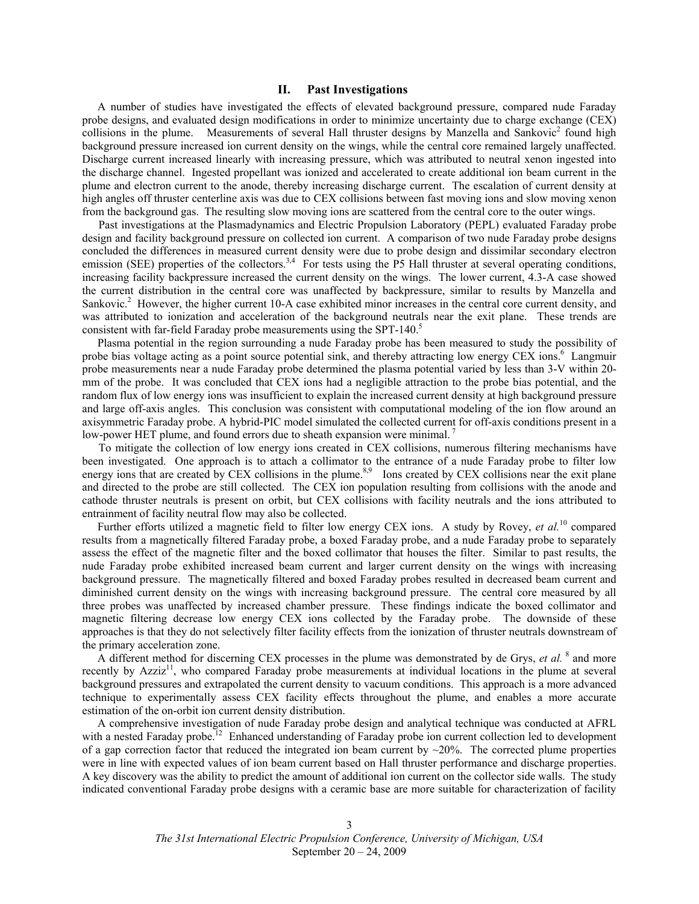## II. Past Investigations

A number of studies have investigated the effects of elevated background pressure, compared nude Faraday probe designs, and evaluated design modifications in order to minimize uncertainty due to charge exchange (CEX) collisions in the plume. Measurements of several Hall thruster designs by Manzella and Sankovic[2] found high background pressure increased ion current density on the wings, while the central core remained largely unaffected. Discharge current increased linearly with increasing pressure, which was attributed to neutral xenon ingested into the discharge channel. Ingested propellant was ionized and accelerated to create additional ion beam current in the plume and electron current to the anode, thereby increasing discharge current. The escalation of current density at high angles off thruster centerline axis was due to CEX collisions between fast moving ions and slow moving xenon from the background gas. The resulting slow moving ions are scattered from the central core to the outer wings.

Past investigations at the Plasmadynamics and Electric Propulsion Laboratory (PEPL) evaluated Faraday probe design and facility background pressure on collected ion current. A comparison of two nude Faraday probe designs concluded the differences in measured current density were due to probe design and dissimilar secondary electron emission (SEE) properties of the collectors.[3,4] For tests using the P5 Hall thruster at several operating conditions, increasing facility backpressure increased the current density on the wings. The lower current, 4.3-A case showed the current distribution in the central core was unaffected by backpressure, similar to results by Manzella and Sankovic.[2] However, the higher current 10-A case exhibited minor increases in the central core current density, and was attributed to ionization and acceleration of the background neutrals near the exit plane. These trends are consistent with far-field Faraday probe measurements using the SPT-140.[5]

Plasma potential in the region surrounding a nude Faraday probe has been measured to study the possibility of probe bias voltage acting as a point source potential sink, and thereby attracting low energy CEX ions.[6] Langmuir probe measurements near a nude Faraday probe determined the plasma potential varied by less than 3-V within 20-mm of the probe. It was concluded that CEX ions had a negligible attraction to the probe bias potential, and the random flux of low energy ions was insufficient to explain the increased current density at high background pressure and large off-axis angles. This conclusion was consistent with computational modeling of the ion flow around an axisymmetric Faraday probe. A hybrid-PIC model simulated the collected current for off-axis conditions present in a low-power HET plume, and found errors due to sheath expansion were minimal.[7]

To mitigate the collection of low energy ions created in CEX collisions, numerous filtering mechanisms have been investigated. One approach is to attach a collimator to the entrance of a nude Faraday probe to filter low energy ions that are created by CEX collisions in the plume.[8,9] Ions created by CEX collisions near the exit plane and directed to the probe are still collected. The CEX ion population resulting from collisions with the anode and cathode thruster neutrals is present on orbit, but CEX collisions with facility neutrals and the ions attributed to entrainment of facility neutral flow may also be collected.

Further efforts utilized a magnetic field to filter low energy CEX ions. A study by Rovey, *et al.*[10] compared results from a magnetically filtered Faraday probe, a boxed Faraday probe, and a nude Faraday probe to separately assess the effect of the magnetic filter and the boxed collimator that houses the filter. Similar to past results, the nude Faraday probe exhibited increased beam current and larger current density on the wings with increasing background pressure. The magnetically filtered and boxed Faraday probes resulted in decreased beam current and diminished current density on the wings with increasing background pressure. The central core measured by all three probes was unaffected by increased chamber pressure. These findings indicate the boxed collimator and magnetic filtering decrease low energy CEX ions collected by the Faraday probe. The downside of these approaches is that they do not selectively filter facility effects from the ionization of thruster neutrals downstream of the primary acceleration zone.

A different method for discerning CEX processes in the plume was demonstrated by de Grys, *et al.*[8] and more recently by Azziz[11], who compared Faraday probe measurements at individual locations in the plume at several background pressures and extrapolated the current density to vacuum conditions. This approach is a more advanced technique to experimentally assess CEX facility effects throughout the plume, and enables a more accurate estimation of the on-orbit ion current density distribution.

A comprehensive investigation of nude Faraday probe design and analytical technique was conducted at AFRL with a nested Faraday probe.[12] Enhanced understanding of Faraday probe ion current collection led to development of a gap correction factor that reduced the integrated ion beam current by ~20%. The corrected plume properties were in line with expected values of ion beam current based on Hall thruster performance and discharge properties. A key discovery was the ability to predict the amount of additional ion current on the collector side walls. The study indicated conventional Faraday probe designs with a ceramic base are more suitable for characterization of facility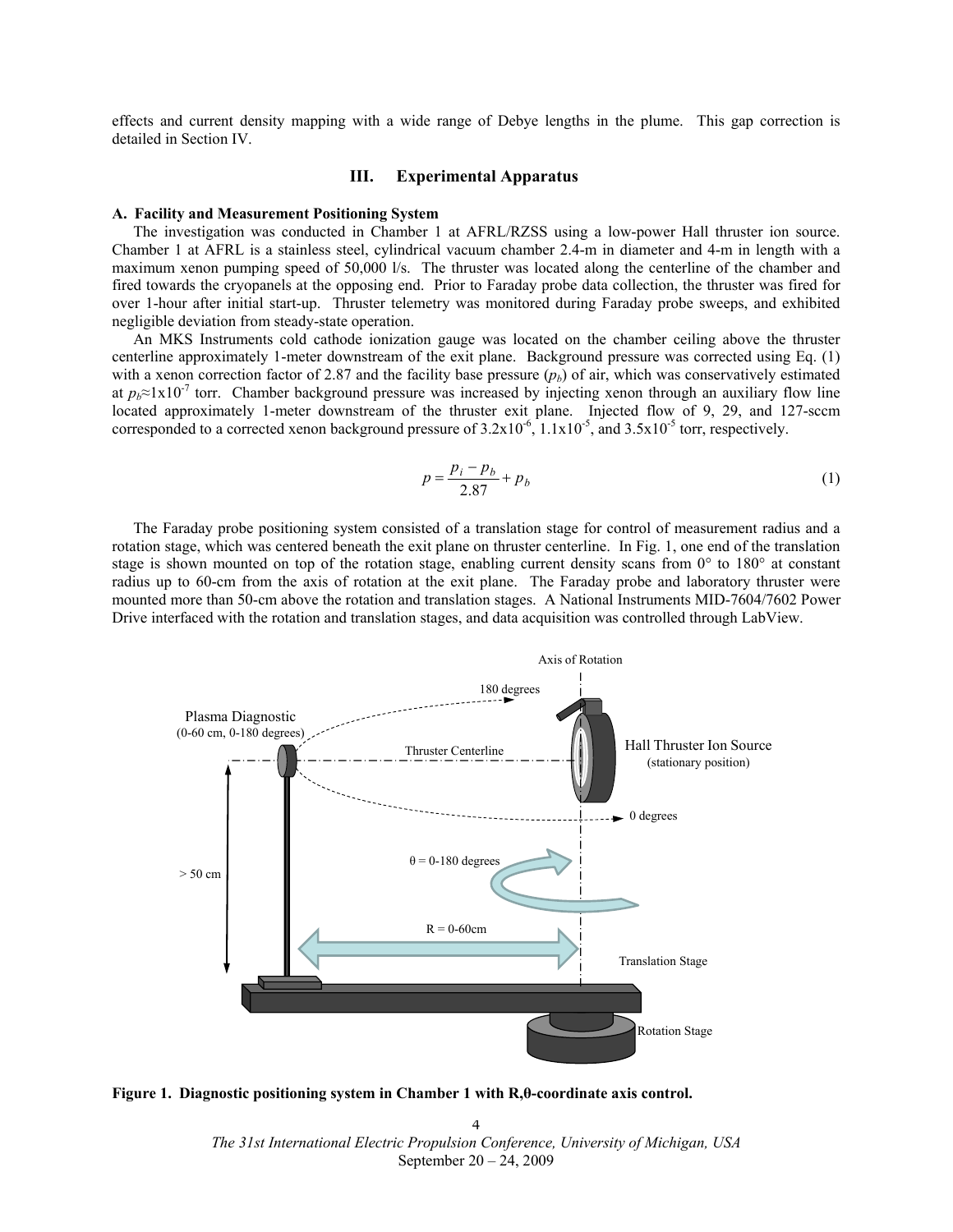effects and current density mapping with a wide range of Debye lengths in the plume. This gap correction is detailed in Section IV.

## III. Experimental Apparatus

### A. Facility and Measurement Positioning System

The investigation was conducted in Chamber 1 at AFRL/RZSS using a low-power Hall thruster ion source. Chamber 1 at AFRL is a stainless steel, cylindrical vacuum chamber 2.4-m in diameter and 4-m in length with a maximum xenon pumping speed of 50,000 l/s. The thruster was located along the centerline of the chamber and fired towards the cryopanels at the opposing end. Prior to Faraday probe data collection, the thruster was fired for over 1-hour after initial start-up. Thruster telemetry was monitored during Faraday probe sweeps, and exhibited negligible deviation from steady-state operation.

An MKS Instruments cold cathode ionization gauge was located on the chamber ceiling above the thruster centerline approximately 1-meter downstream of the exit plane. Background pressure was corrected using Eq. (1) with a xenon correction factor of 2.87 and the facility base pressure ($p_b$) of air, which was conservatively estimated at $p_b \approx 1\text{x}10^{-7}$ torr. Chamber background pressure was increased by injecting xenon through an auxiliary flow line located approximately 1-meter downstream of the thruster exit plane. Injected flow of 9, 29, and 127-sccm corresponded to a corrected xenon background pressure of $3.2\text{x}10^{-6}$, $1.1\text{x}10^{-5}$, and $3.5\text{x}10^{-5}$ torr, respectively.

$$p = \frac{p_i - p_b}{2.87} + p_b \tag{1}$$

The Faraday probe positioning system consisted of a translation stage for control of measurement radius and a rotation stage, which was centered beneath the exit plane on thruster centerline. In Fig. 1, one end of the translation stage is shown mounted on top of the rotation stage, enabling current density scans from 0° to 180° at constant radius up to 60-cm from the axis of rotation at the exit plane. The Faraday probe and laboratory thruster were mounted more than 50-cm above the rotation and translation stages. A National Instruments MID-7604/7602 Power Drive interfaced with the rotation and translation stages, and data acquisition was controlled through LabView.

Axis of Rotation

180 degrees

Plasma Diagnostic
(0-60 cm, 0-180 degrees)

Thruster Centerline

Hall Thruster Ion Source
(stationary position)

0 degrees

θ = 0-180 degrees

> 50 cm

R = 0-60cm

Translation Stage

Rotation Stage

**Figure 1. Diagnostic positioning system in Chamber 1 with R,θ-coordinate axis control.**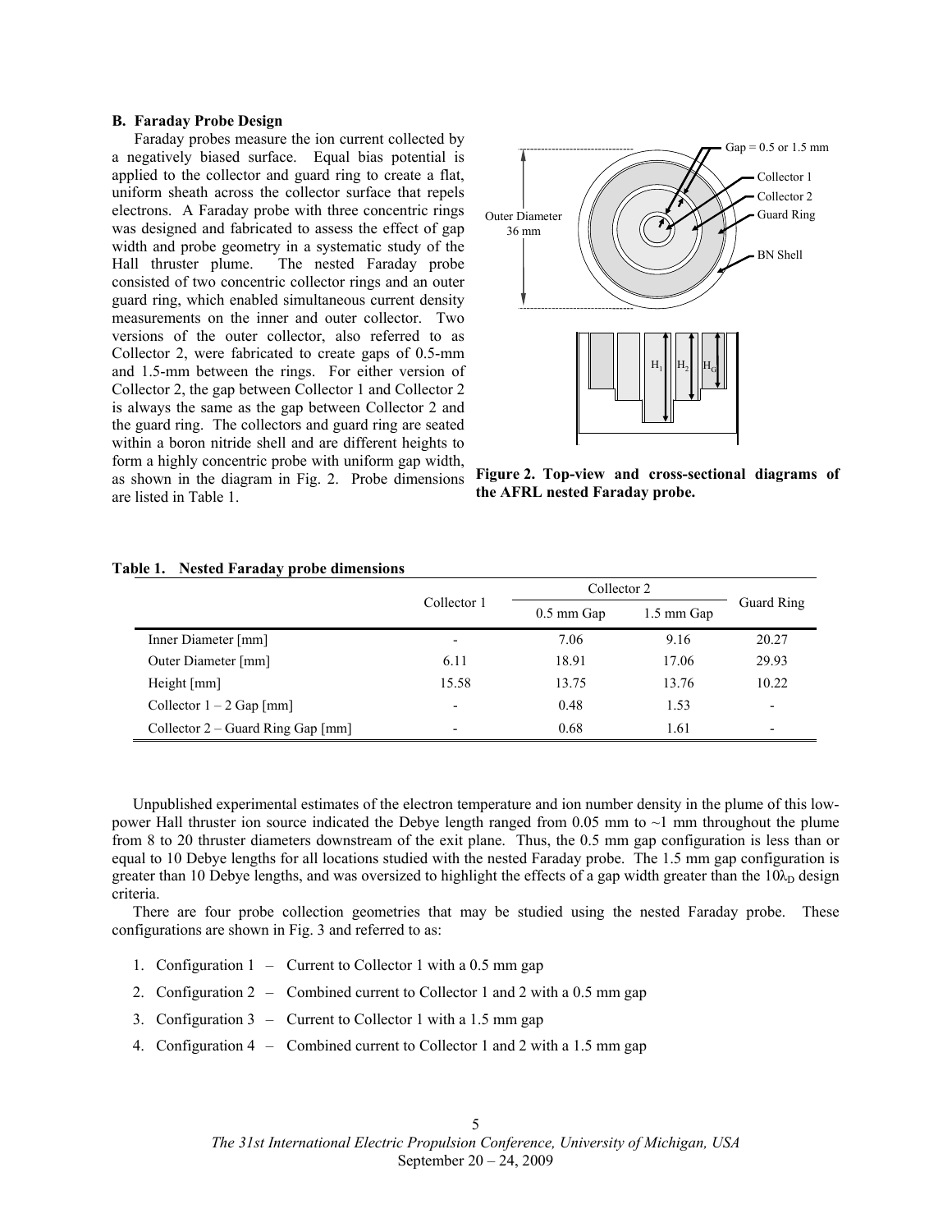### B. Faraday Probe Design

Faraday probes measure the ion current collected by a negatively biased surface. Equal bias potential is applied to the collector and guard ring to create a flat, uniform sheath across the collector surface that repels electrons. A Faraday probe with three concentric rings was designed and fabricated to assess the effect of gap width and probe geometry in a systematic study of the Hall thruster plume. The nested Faraday probe consisted of two concentric collector rings and an outer guard ring, which enabled simultaneous current density measurements on the inner and outer collector. Two versions of the outer collector, also referred to as Collector 2, were fabricated to create gaps of 0.5-mm and 1.5-mm between the rings. For either version of Collector 2, the gap between Collector 1 and Collector 2 is always the same as the gap between Collector 2 and the guard ring. The collectors and guard ring are seated within a boron nitride shell and are different heights to form a highly concentric probe with uniform gap width, as shown in the diagram in Fig. 2. Probe dimensions are listed in Table 1.

Gap = 0.5 or 1.5 mm

Collector 1

Collector 2

Guard Ring

BN Shell

Outer Diameter
36 mm

$H_1$ $H_2$ $H_G$

**Figure 2. Top-view and cross-sectional diagrams of the AFRL nested Faraday probe.**

**Table 1. Nested Faraday probe dimensions**

| | Collector 1 | Collector 2 | | Guard Ring |
|---|---|---|---|---|
| | | 0.5 mm Gap | 1.5 mm Gap | |
| Inner Diameter [mm] | - | 7.06 | 9.16 | 20.27 |
| Outer Diameter [mm] | 6.11 | 18.91 | 17.06 | 29.93 |
| Height [mm] | 15.58 | 13.75 | 13.76 | 10.22 |
| Collector 1 – 2 Gap [mm] | - | 0.48 | 1.53 | - |
| Collector 2 – Guard Ring Gap [mm] | - | 0.68 | 1.61 | - |

Unpublished experimental estimates of the electron temperature and ion number density in the plume of this low-power Hall thruster ion source indicated the Debye length ranged from 0.05 mm to ~1 mm throughout the plume from 8 to 20 thruster diameters downstream of the exit plane. Thus, the 0.5 mm gap configuration is less than or equal to 10 Debye lengths for all locations studied with the nested Faraday probe. The 1.5 mm gap configuration is greater than 10 Debye lengths, and was oversized to highlight the effects of a gap width greater than the $10\lambda_D$ design criteria.

There are four probe collection geometries that may be studied using the nested Faraday probe. These configurations are shown in Fig. 3 and referred to as:

1. Configuration 1 – Current to Collector 1 with a 0.5 mm gap
2. Configuration 2 – Combined current to Collector 1 and 2 with a 0.5 mm gap
3. Configuration 3 – Current to Collector 1 with a 1.5 mm gap
4. Configuration 4 – Combined current to Collector 1 and 2 with a 1.5 mm gap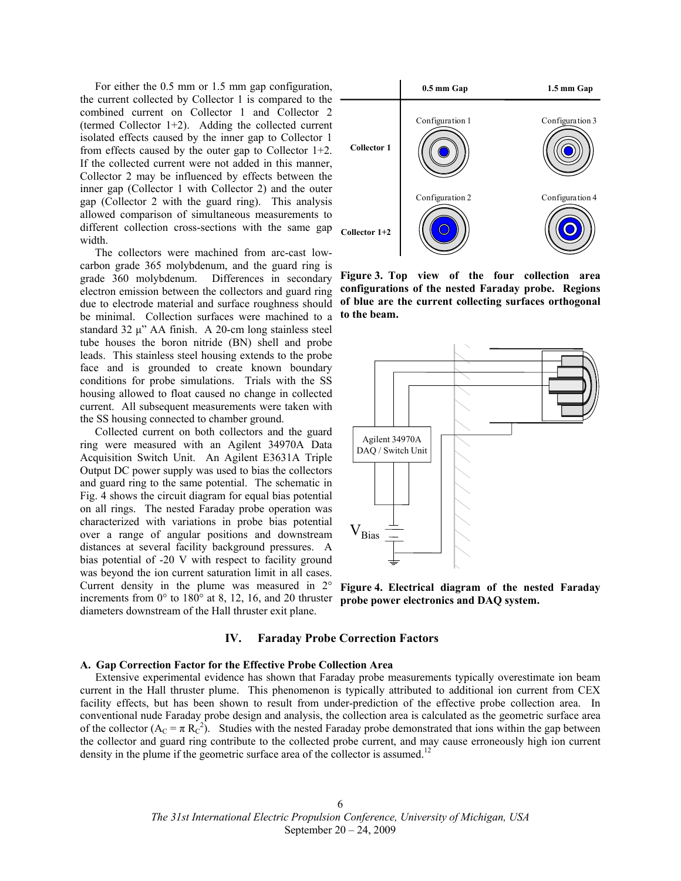For either the 0.5 mm or 1.5 mm gap configuration, the current collected by Collector 1 is compared to the combined current on Collector 1 and Collector 2 (termed Collector 1+2). Adding the collected current isolated effects caused by the inner gap to Collector 1 from effects caused by the outer gap to Collector 1+2. If the collected current were not added in this manner, Collector 2 may be influenced by effects between the inner gap (Collector 1 with Collector 2) and the outer gap (Collector 2 with the guard ring). This analysis allowed comparison of simultaneous measurements to different collection cross-sections with the same gap width.

The collectors were machined from arc-cast low-carbon grade 365 molybdenum, and the guard ring is grade 360 molybdenum. Differences in secondary electron emission between the collectors and guard ring due to electrode material and surface roughness should be minimal. Collection surfaces were machined to a standard 32 μ" AA finish. A 20-cm long stainless steel tube houses the boron nitride (BN) shell and probe leads. This stainless steel housing extends to the probe face and is grounded to create known boundary conditions for probe simulations. Trials with the SS housing allowed to float caused no change in collected current. All subsequent measurements were taken with the SS housing connected to chamber ground.

Collected current on both collectors and the guard ring were measured with an Agilent 34970A Data Acquisition Switch Unit. An Agilent E3631A Triple Output DC power supply was used to bias the collectors and guard ring to the same potential. The schematic in Fig. 4 shows the circuit diagram for equal bias potential on all rings. The nested Faraday probe operation was characterized with variations in probe bias potential over a range of angular positions and downstream distances at several facility background pressures. A bias potential of -20 V with respect to facility ground was beyond the ion current saturation limit in all cases. Current density in the plume was measured in 2° increments from 0° to 180° at 8, 12, 16, and 20 thruster diameters downstream of the Hall thruster exit plane.

0.5 mm Gap
1.5 mm Gap
Collector 1
Collector 1+2
Configuration 1
Configuration 2
Configuration 3
Configuration 4

**Figure 3. Top view of the four collection area configurations of the nested Faraday probe. Regions of blue are the current collecting surfaces orthogonal to the beam.**

Agilent 34970A DAQ / Switch Unit
$V_{Bias}$

**Figure 4. Electrical diagram of the nested Faraday probe power electronics and DAQ system.**

## IV. Faraday Probe Correction Factors

### A. Gap Correction Factor for the Effective Probe Collection Area

Extensive experimental evidence has shown that Faraday probe measurements typically overestimate ion beam current in the Hall thruster plume. This phenomenon is typically attributed to additional ion current from CEX facility effects, but has been shown to result from under-prediction of the effective probe collection area. In conventional nude Faraday probe design and analysis, the collection area is calculated as the geometric surface area of the collector ($A_C = \pi R_C^2$). Studies with the nested Faraday probe demonstrated that ions within the gap between the collector and guard ring contribute to the collected probe current, and may cause erroneously high ion current density in the plume if the geometric surface area of the collector is assumed.[12]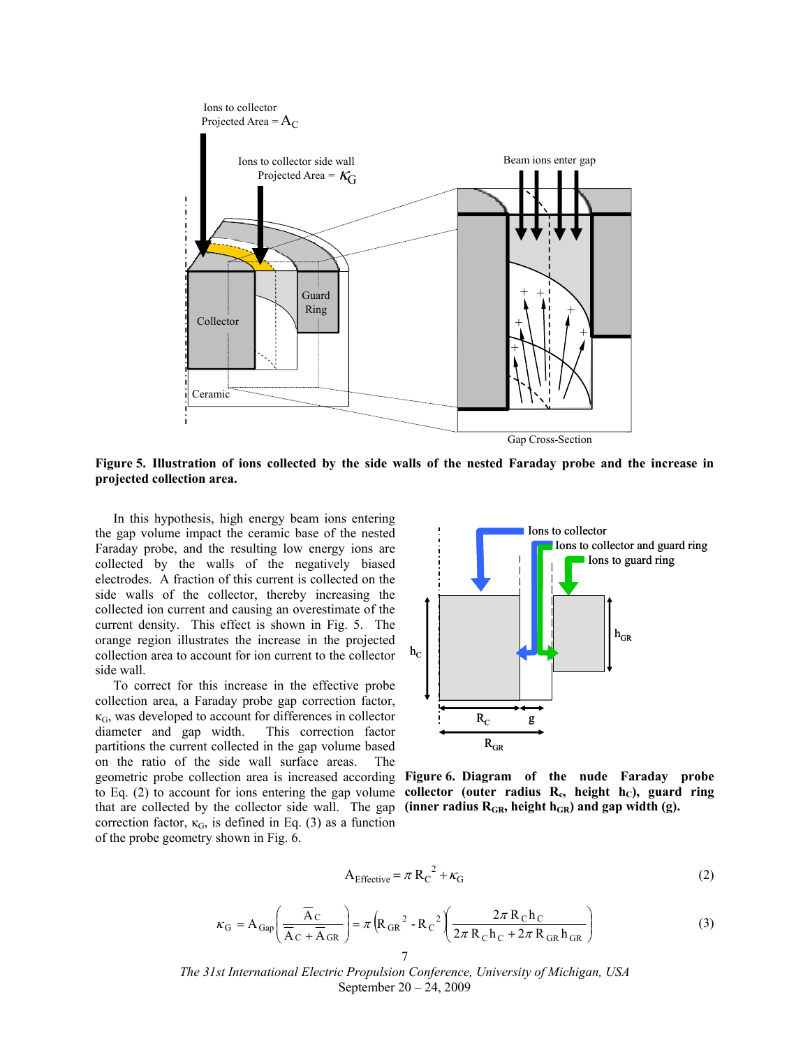Ions to collector
Projected Area = $A_C$

Ions to collector side wall
Projected Area = $\kappa_G$

Beam ions enter gap

Guard Ring

Collector

Ceramic

Gap Cross-Section

**Figure 5. Illustration of ions collected by the side walls of the nested Faraday probe and the increase in projected collection area.**

In this hypothesis, high energy beam ions entering the gap volume impact the ceramic base of the nested Faraday probe, and the resulting low energy ions are collected by the walls of the negatively biased electrodes. A fraction of this current is collected on the side walls of the collector, thereby increasing the collected ion current and causing an overestimate of the current density. This effect is shown in Fig. 5. The orange region illustrates the increase in the projected collection area to account for ion current to the collector side wall.

To correct for this increase in the effective probe collection area, a Faraday probe gap correction factor, $\kappa_G$, was developed to account for differences in collector diameter and gap width. This correction factor partitions the current collected in the gap volume based on the ratio of the side wall surface areas. The geometric probe collection area is increased according to Eq. (2) to account for ions entering the gap volume that are collected by the collector side wall. The gap correction factor, $\kappa_G$, is defined in Eq. (3) as a function of the probe geometry shown in Fig. 6.

Ions to collector

Ions to collector and guard ring

Ions to guard ring

$h_C$

$h_{GR}$

$R_C$

g

$R_{GR}$

**Figure 6. Diagram of the nude Faraday probe collector (outer radius $R_c$, height $h_C$), guard ring (inner radius $R_{GR}$, height $h_{GR}$) and gap width (g).**

$$A_{Effective} = \pi R_C^{\,2} + \kappa_G \tag{2}$$

$$\kappa_G = A_{Gap}\left(\frac{\overline{A}_C}{\overline{A}_C + \overline{A}_{GR}}\right) = \pi\left(R_{GR}^{\,2} - R_C^{\,2}\right)\left(\frac{2\pi R_C h_C}{2\pi R_C h_C + 2\pi R_{GR} h_{GR}}\right) \tag{3}$$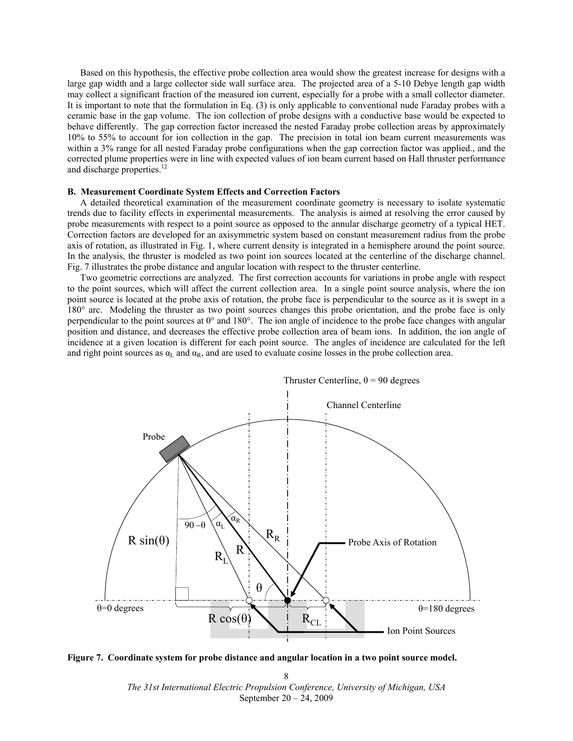Based on this hypothesis, the effective probe collection area would show the greatest increase for designs with a large gap width and a large collector side wall surface area. The projected area of a 5-10 Debye length gap width may collect a significant fraction of the measured ion current, especially for a probe with a small collector diameter. It is important to note that the formulation in Eq. (3) is only applicable to conventional nude Faraday probes with a ceramic base in the gap volume. The ion collection of probe designs with a conductive base would be expected to behave differently. The gap correction factor increased the nested Faraday probe collection areas by approximately 10% to 55% to account for ion collection in the gap. The precision in total ion beam current measurements was within a 3% range for all nested Faraday probe configurations when the gap correction factor was applied., and the corrected plume properties were in line with expected values of ion beam current based on Hall thruster performance and discharge properties.[12]

### B. Measurement Coordinate System Effects and Correction Factors

A detailed theoretical examination of the measurement coordinate geometry is necessary to isolate systematic trends due to facility effects in experimental measurements. The analysis is aimed at resolving the error caused by probe measurements with respect to a point source as opposed to the annular discharge geometry of a typical HET. Correction factors are developed for an axisymmetric system based on constant measurement radius from the probe axis of rotation, as illustrated in Fig. 1, where current density is integrated in a hemisphere around the point source. In the analysis, the thruster is modeled as two point ion sources located at the centerline of the discharge channel. Fig. 7 illustrates the probe distance and angular location with respect to the thruster centerline.

Two geometric corrections are analyzed. The first correction accounts for variations in probe angle with respect to the point sources, which will affect the current collection area. In a single point source analysis, where the ion point source is located at the probe axis of rotation, the probe face is perpendicular to the source as it is swept in a 180° arc. Modeling the thruster as two point sources changes this probe orientation, and the probe face is only perpendicular to the point sources at 0° and 180°. The ion angle of incidence to the probe face changes with angular position and distance, and decreases the effective probe collection area of beam ions. In addition, the ion angle of incidence at a given location is different for each point source. The angles of incidence are calculated for the left and right point sources as $\alpha_L$ and $\alpha_R$, and are used to evaluate cosine losses in the probe collection area.

Thruster Centerline, $\theta$ = 90 degrees
Channel Centerline
Probe
$90-\theta$
$\alpha_L$
$\alpha_R$
$R\sin(\theta)$
$R_L$
$R$
$R_R$
Probe Axis of Rotation
$\theta$
$\theta$=0 degrees
$\theta$=180 degrees
$R\cos(\theta)$
$R_{CL}$
Ion Point Sources

**Figure 7. Coordinate system for probe distance and angular location in a two point source model.**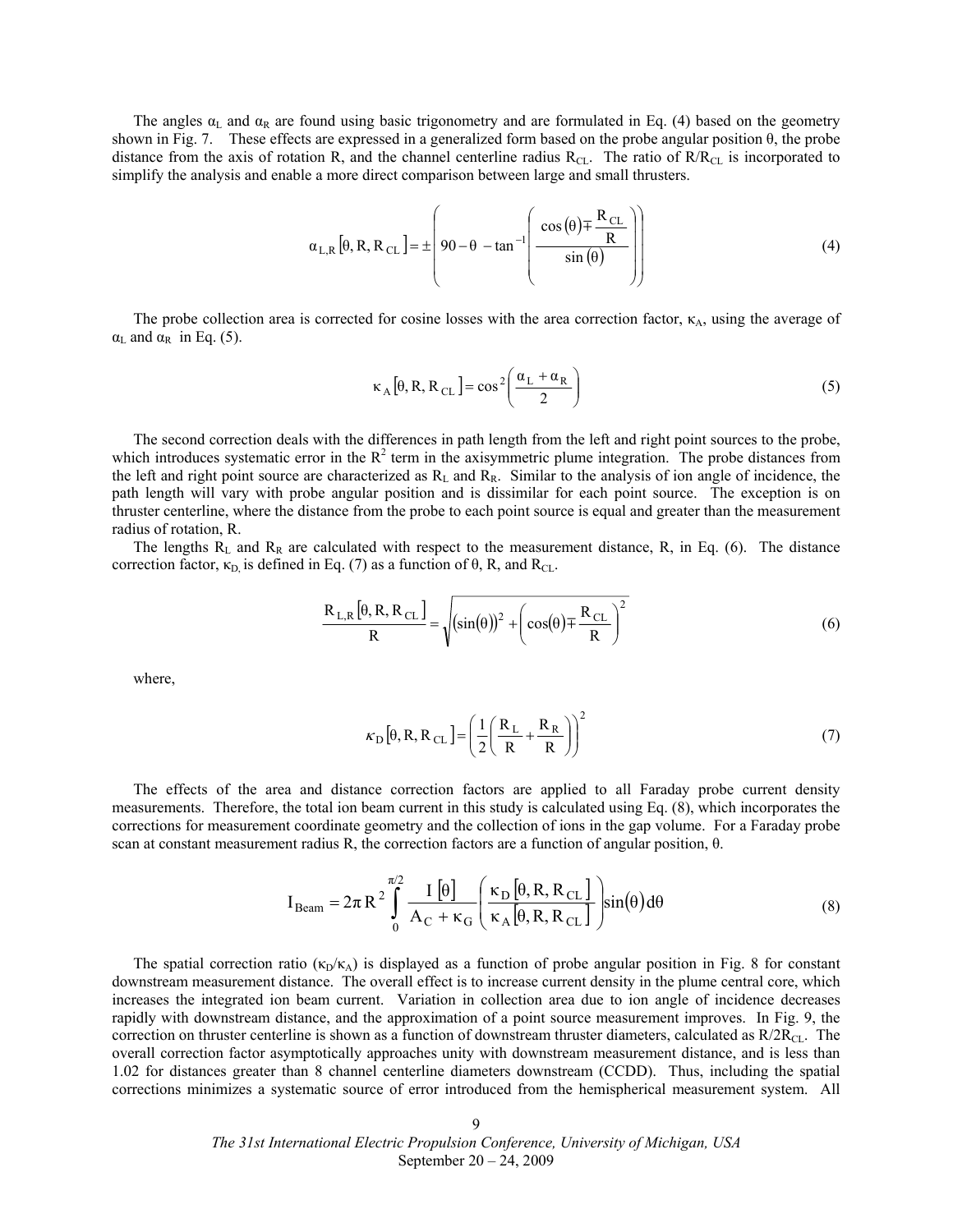The angles $\alpha_L$ and $\alpha_R$ are found using basic trigonometry and are formulated in Eq. (4) based on the geometry shown in Fig. 7. These effects are expressed in a generalized form based on the probe angular position θ, the probe distance from the axis of rotation R, and the channel centerline radius $R_{CL}$. The ratio of $R/R_{CL}$ is incorporated to simplify the analysis and enable a more direct comparison between large and small thrusters.

$$\alpha_{L,R}\left[\theta, R, R_{CL}\right] = \pm\left(90 - \theta - \tan^{-1}\left(\frac{\cos(\theta) \mp \frac{R_{CL}}{R}}{\sin(\theta)}\right)\right) \tag{4}$$

The probe collection area is corrected for cosine losses with the area correction factor, $\kappa_A$, using the average of $\alpha_L$ and $\alpha_R$ in Eq. (5).

$$\kappa_A\left[\theta, R, R_{CL}\right] = \cos^2\left(\frac{\alpha_L + \alpha_R}{2}\right) \tag{5}$$

The second correction deals with the differences in path length from the left and right point sources to the probe, which introduces systematic error in the $R^2$ term in the axisymmetric plume integration. The probe distances from the left and right point source are characterized as $R_L$ and $R_R$. Similar to the analysis of ion angle of incidence, the path length will vary with probe angular position and is dissimilar for each point source. The exception is on thruster centerline, where the distance from the probe to each point source is equal and greater than the measurement radius of rotation, R.

The lengths $R_L$ and $R_R$ are calculated with respect to the measurement distance, R, in Eq. (6). The distance correction factor, $\kappa_D$, is defined in Eq. (7) as a function of θ, R, and $R_{CL}$.

$$\frac{R_{L,R}\left[\theta, R, R_{CL}\right]}{R} = \sqrt{\left(\sin(\theta)\right)^2 + \left(\cos(\theta) \mp \frac{R_{CL}}{R}\right)^2} \tag{6}$$

where,

$$\kappa_D\left[\theta, R, R_{CL}\right] = \left(\frac{1}{2}\left(\frac{R_L}{R} + \frac{R_R}{R}\right)\right)^2 \tag{7}$$

The effects of the area and distance correction factors are applied to all Faraday probe current density measurements. Therefore, the total ion beam current in this study is calculated using Eq. (8), which incorporates the corrections for measurement coordinate geometry and the collection of ions in the gap volume. For a Faraday probe scan at constant measurement radius R, the correction factors are a function of angular position, θ.

$$I_{Beam} = 2\pi R^2 \int_0^{\pi/2} \frac{I[\theta]}{A_C + \kappa_G}\left(\frac{\kappa_D\left[\theta, R, R_{CL}\right]}{\kappa_A\left[\theta, R, R_{CL}\right]}\right)\sin(\theta)\, d\theta \tag{8}$$

The spatial correction ratio ($\kappa_D/\kappa_A$) is displayed as a function of probe angular position in Fig. 8 for constant downstream measurement distance. The overall effect is to increase current density in the plume central core, which increases the integrated ion beam current. Variation in collection area due to ion angle of incidence decreases rapidly with downstream distance, and the approximation of a point source measurement improves. In Fig. 9, the correction on thruster centerline is shown as a function of downstream thruster diameters, calculated as $R/2R_{CL}$. The overall correction factor asymptotically approaches unity with downstream measurement distance, and is less than 1.02 for distances greater than 8 channel centerline diameters downstream (CCDD). Thus, including the spatial corrections minimizes a systematic source of error introduced from the hemispherical measurement system. All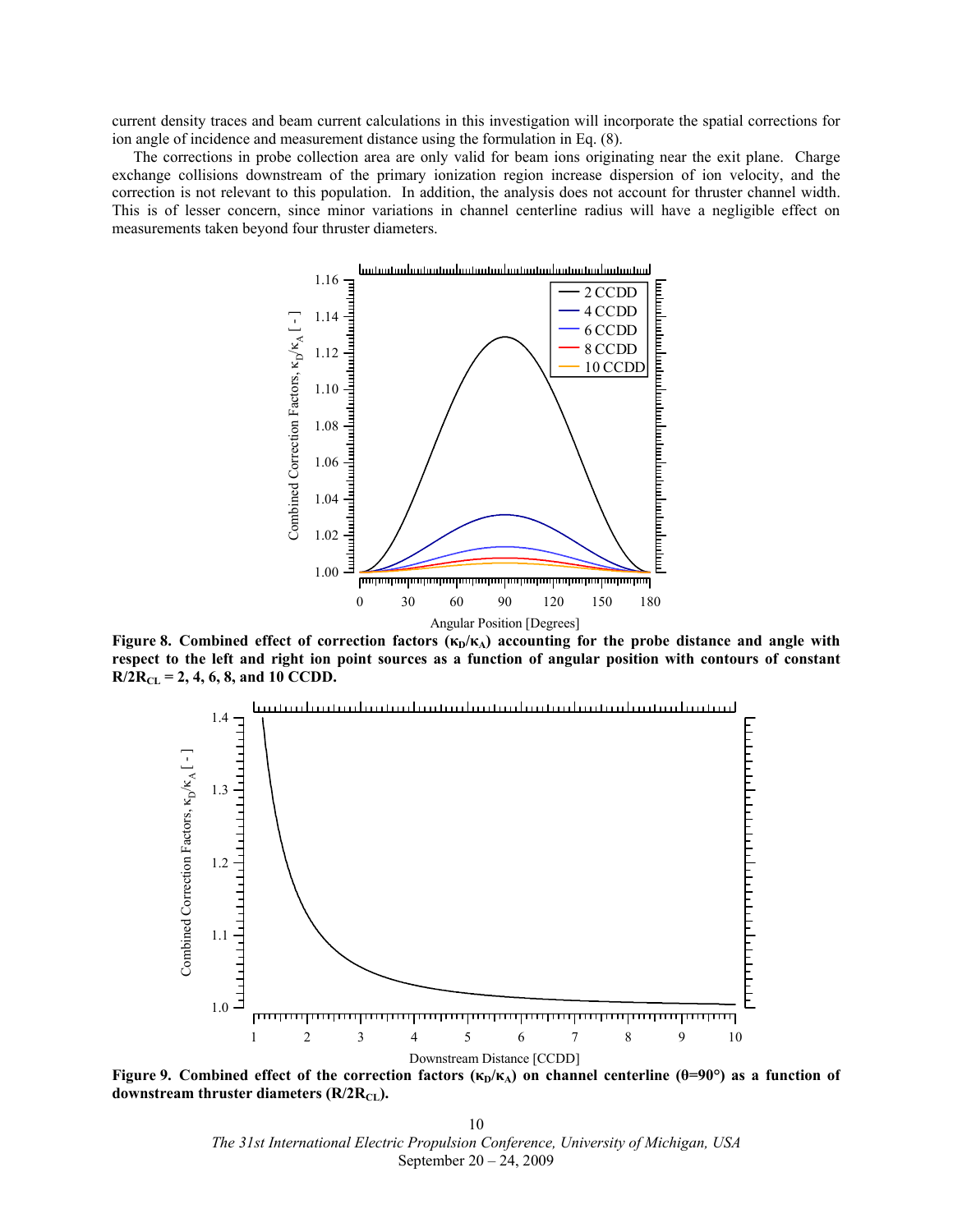current density traces and beam current calculations in this investigation will incorporate the spatial corrections for ion angle of incidence and measurement distance using the formulation in Eq. (8).

The corrections in probe collection area are only valid for beam ions originating near the exit plane. Charge exchange collisions downstream of the primary ionization region increase dispersion of ion velocity, and the correction is not relevant to this population. In addition, the analysis does not account for thruster channel width. This is of lesser concern, since minor variations in channel centerline radius will have a negligible effect on measurements taken beyond four thruster diameters.

Combined Correction Factors, $\kappa_D/\kappa_A$ [ - ]

1.16
1.14
1.12
1.10
1.08
1.06
1.04
1.02
1.00

2 CCDD
4 CCDD
6 CCDD
8 CCDD
10 CCDD

0 30 60 90 120 150 180

Angular Position [Degrees]

**Figure 8. Combined effect of correction factors ($\kappa_D/\kappa_A$) accounting for the probe distance and angle with respect to the left and right ion point sources as a function of angular position with contours of constant $R/2R_{CL}$ = 2, 4, 6, 8, and 10 CCDD.**

Combined Correction Factors, $\kappa_D/\kappa_A$ [ - ]

1.4
1.3
1.2
1.1
1.0

1 2 3 4 5 6 7 8 9 10

Downstream Distance [CCDD]

**Figure 9. Combined effect of the correction factors ($\kappa_D/\kappa_A$) on channel centerline (θ=90°) as a function of downstream thruster diameters ($R/2R_{CL}$).**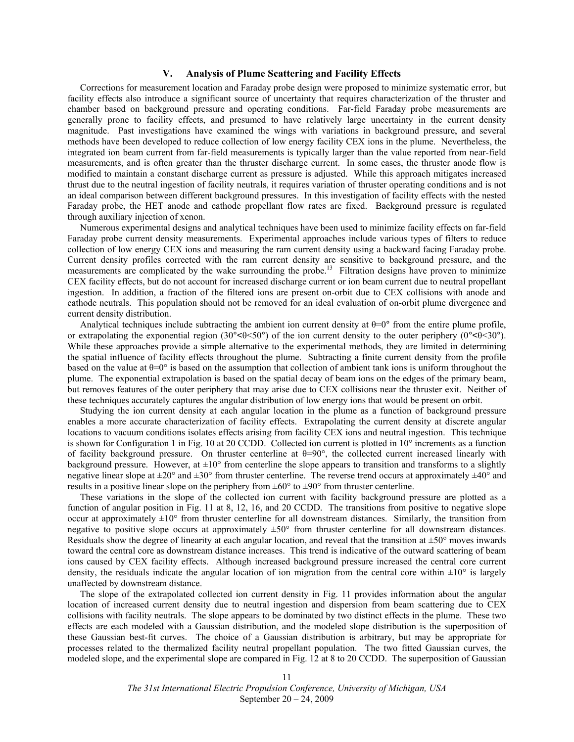## V. Analysis of Plume Scattering and Facility Effects

Corrections for measurement location and Faraday probe design were proposed to minimize systematic error, but facility effects also introduce a significant source of uncertainty that requires characterization of the thruster and chamber based on background pressure and operating conditions. Far-field Faraday probe measurements are generally prone to facility effects, and presumed to have relatively large uncertainty in the current density magnitude. Past investigations have examined the wings with variations in background pressure, and several methods have been developed to reduce collection of low energy facility CEX ions in the plume. Nevertheless, the integrated ion beam current from far-field measurements is typically larger than the value reported from near-field measurements, and is often greater than the thruster discharge current. In some cases, the thruster anode flow is modified to maintain a constant discharge current as pressure is adjusted. While this approach mitigates increased thrust due to the neutral ingestion of facility neutrals, it requires variation of thruster operating conditions and is not an ideal comparison between different background pressures. In this investigation of facility effects with the nested Faraday probe, the HET anode and cathode propellant flow rates are fixed. Background pressure is regulated through auxiliary injection of xenon.

Numerous experimental designs and analytical techniques have been used to minimize facility effects on far-field Faraday probe current density measurements. Experimental approaches include various types of filters to reduce collection of low energy CEX ions and measuring the ram current density using a backward facing Faraday probe. Current density profiles corrected with the ram current density are sensitive to background pressure, and the measurements are complicated by the wake surrounding the probe.[13] Filtration designs have proven to minimize CEX facility effects, but do not account for increased discharge current or ion beam current due to neutral propellant ingestion. In addition, a fraction of the filtered ions are present on-orbit due to CEX collisions with anode and cathode neutrals. This population should not be removed for an ideal evaluation of on-orbit plume divergence and current density distribution.

Analytical techniques include subtracting the ambient ion current density at $\theta=0°$ from the entire plume profile, or extrapolating the exponential region ($30°<\theta<50°$) of the ion current density to the outer periphery ($0°<\theta<30°$). While these approaches provide a simple alternative to the experimental methods, they are limited in determining the spatial influence of facility effects throughout the plume. Subtracting a finite current density from the profile based on the value at $\theta=0°$ is based on the assumption that collection of ambient tank ions is uniform throughout the plume. The exponential extrapolation is based on the spatial decay of beam ions on the edges of the primary beam, but removes features of the outer periphery that may arise due to CEX collisions near the thruster exit. Neither of these techniques accurately captures the angular distribution of low energy ions that would be present on orbit.

Studying the ion current density at each angular location in the plume as a function of background pressure enables a more accurate characterization of facility effects. Extrapolating the current density at discrete angular locations to vacuum conditions isolates effects arising from facility CEX ions and neutral ingestion. This technique is shown for Configuration 1 in Fig. 10 at 20 CCDD. Collected ion current is plotted in 10° increments as a function of facility background pressure. On thruster centerline at $\theta=90°$, the collected current increased linearly with background pressure. However, at ±10° from centerline the slope appears to transition and transforms to a slightly negative linear slope at ±20° and ±30° from thruster centerline. The reverse trend occurs at approximately ±40° and results in a positive linear slope on the periphery from ±60° to ±90° from thruster centerline.

These variations in the slope of the collected ion current with facility background pressure are plotted as a function of angular position in Fig. 11 at 8, 12, 16, and 20 CCDD. The transitions from positive to negative slope occur at approximately ±10° from thruster centerline for all downstream distances. Similarly, the transition from negative to positive slope occurs at approximately ±50° from thruster centerline for all downstream distances. Residuals show the degree of linearity at each angular location, and reveal that the transition at ±50° moves inwards toward the central core as downstream distance increases. This trend is indicative of the outward scattering of beam ions caused by CEX facility effects. Although increased background pressure increased the central core current density, the residuals indicate the angular location of ion migration from the central core within ±10° is largely unaffected by downstream distance.

The slope of the extrapolated collected ion current density in Fig. 11 provides information about the angular location of increased current density due to neutral ingestion and dispersion from beam scattering due to CEX collisions with facility neutrals. The slope appears to be dominated by two distinct effects in the plume. These two effects are each modeled with a Gaussian distribution, and the modeled slope distribution is the superposition of these Gaussian best-fit curves. The choice of a Gaussian distribution is arbitrary, but may be appropriate for processes related to the thermalized facility neutral propellant population. The two fitted Gaussian curves, the modeled slope, and the experimental slope are compared in Fig. 12 at 8 to 20 CCDD. The superposition of Gaussian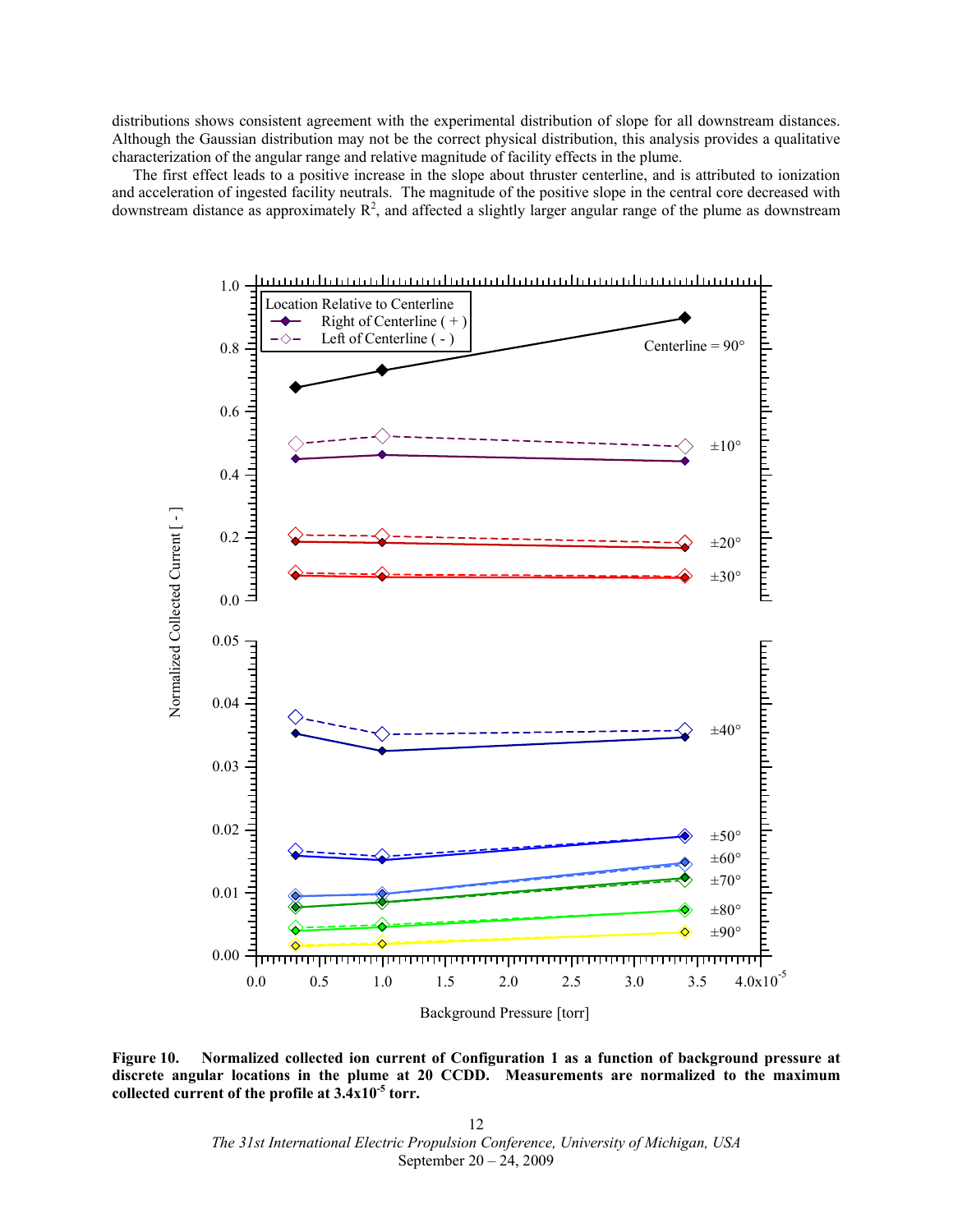distributions shows consistent agreement with the experimental distribution of slope for all downstream distances. Although the Gaussian distribution may not be the correct physical distribution, this analysis provides a qualitative characterization of the angular range and relative magnitude of facility effects in the plume.

The first effect leads to a positive increase in the slope about thruster centerline, and is attributed to ionization and acceleration of ingested facility neutrals. The magnitude of the positive slope in the central core decreased with downstream distance as approximately $R^2$, and affected a slightly larger angular range of the plume as downstream

Location Relative to Centerline
Right of Centerline ( + )
Left of Centerline ( - )

Centerline = 90°
±10°
±20°
±30°
±40°
±50°
±60°
±70°
±80°
±90°

Normalized Collected Current [ - ]

1.0
0.8
0.6
0.4
0.2
0.0

0.05
0.04
0.03
0.02
0.01
0.00

0.0 0.5 1.0 1.5 2.0 2.5 3.0 3.5 4.0x10-5

Background Pressure [torr]

**Figure 10. Normalized collected ion current of Configuration 1 as a function of background pressure at discrete angular locations in the plume at 20 CCDD. Measurements are normalized to the maximum collected current of the profile at $3.4 \times 10^{-5}$ torr.**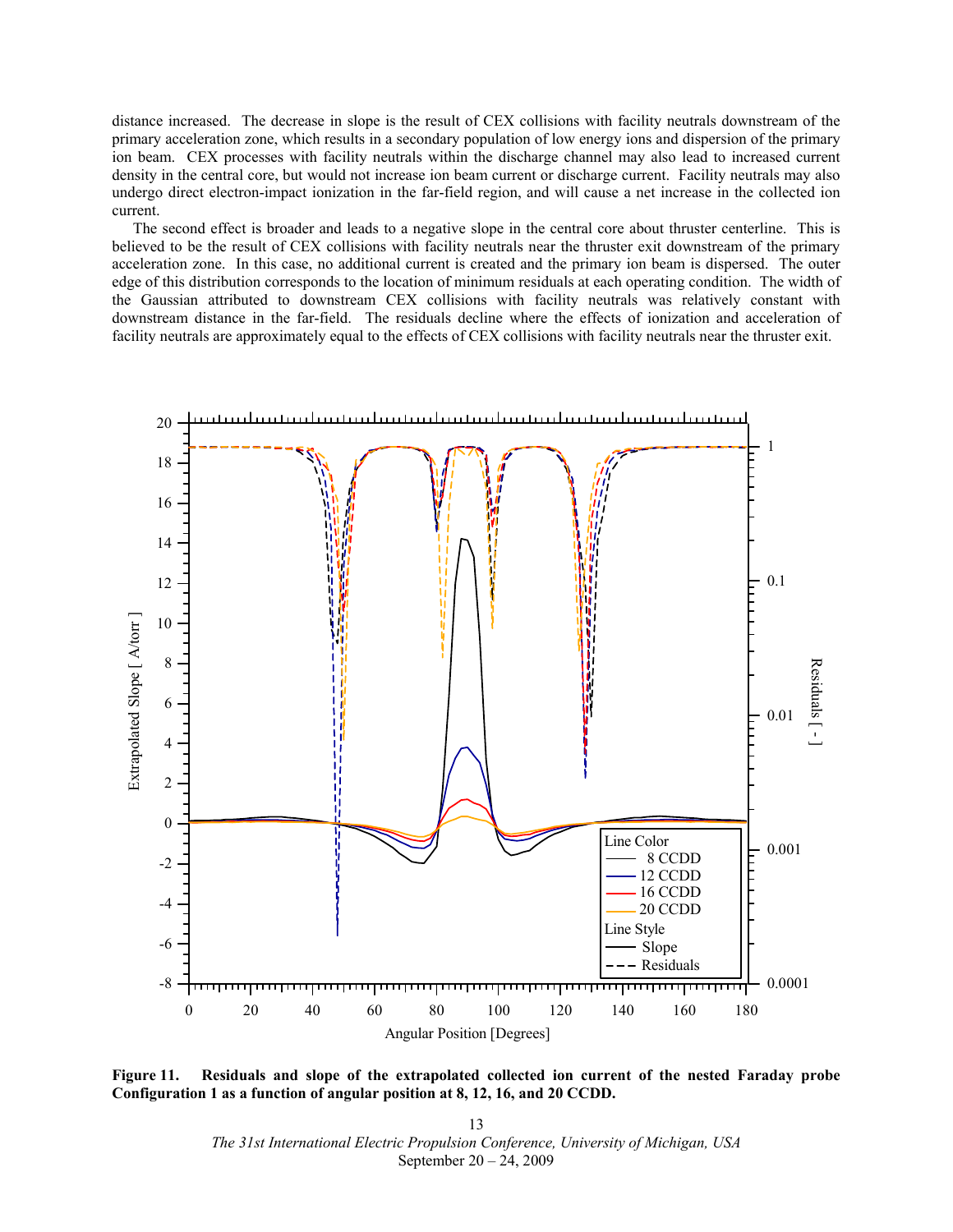distance increased. The decrease in slope is the result of CEX collisions with facility neutrals downstream of the primary acceleration zone, which results in a secondary population of low energy ions and dispersion of the primary ion beam. CEX processes with facility neutrals within the discharge channel may also lead to increased current density in the central core, but would not increase ion beam current or discharge current. Facility neutrals may also undergo direct electron-impact ionization in the far-field region, and will cause a net increase in the collected ion current.

The second effect is broader and leads to a negative slope in the central core about thruster centerline. This is believed to be the result of CEX collisions with facility neutrals near the thruster exit downstream of the primary acceleration zone. In this case, no additional current is created and the primary ion beam is dispersed. The outer edge of this distribution corresponds to the location of minimum residuals at each operating condition. The width of the Gaussian attributed to downstream CEX collisions with facility neutrals was relatively constant with downstream distance in the far-field. The residuals decline where the effects of ionization and acceleration of facility neutrals are approximately equal to the effects of CEX collisions with facility neutrals near the thruster exit.

Extrapolated Slope [ A/torr ]
20
18
16
14
12
10
8
6
4
2
0
-2
-4
-6
-8

Residuals [ - ]
1
0.1
0.01
0.001
0.0001

Angular Position [Degrees]
0
20
40
60
80
100
120
140
160
180

Line Color
8 CCDD
12 CCDD
16 CCDD
20 CCDD
Line Style
Slope
Residuals

**Figure 11. Residuals and slope of the extrapolated collected ion current of the nested Faraday probe Configuration 1 as a function of angular position at 8, 12, 16, and 20 CCDD.**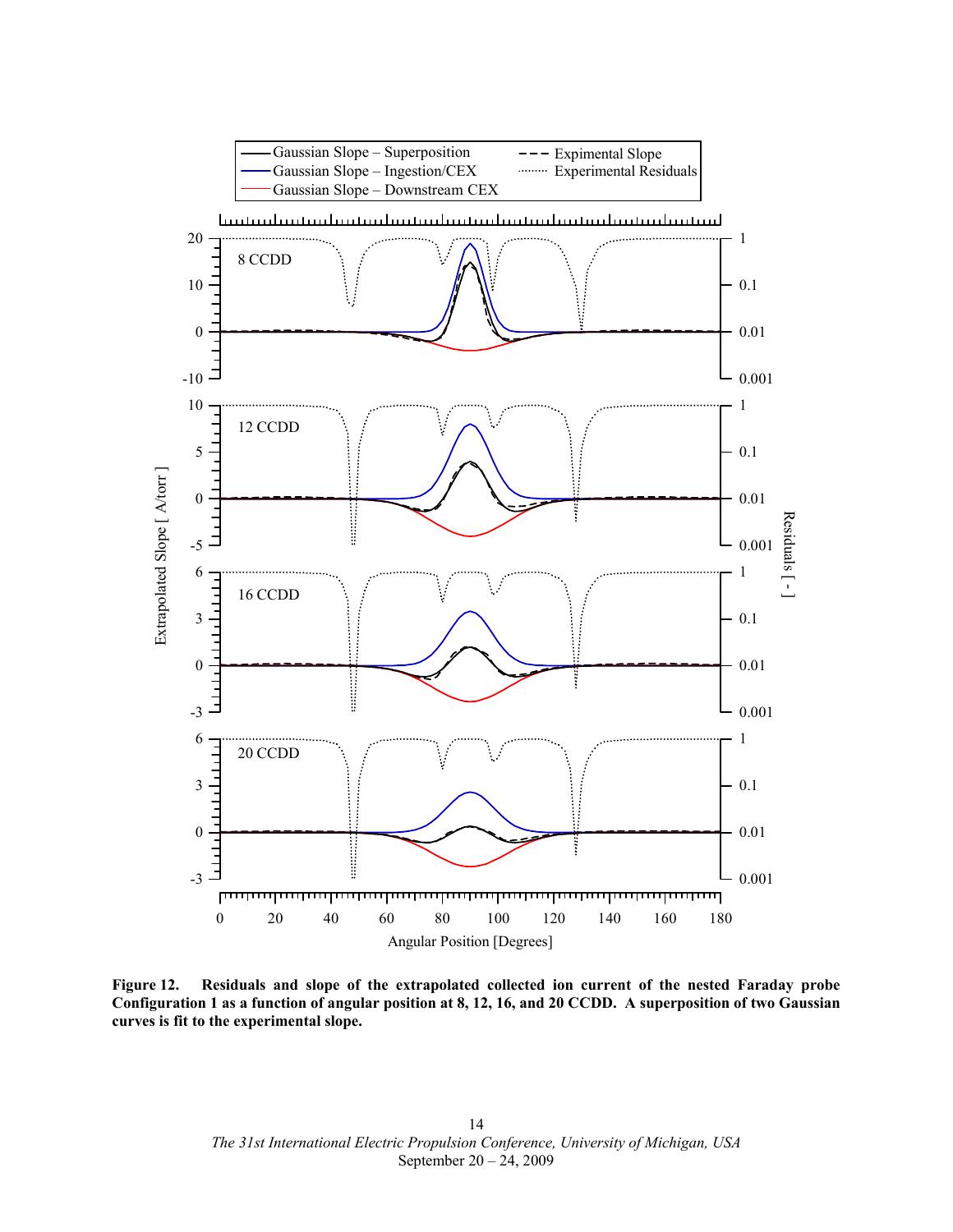Gaussian Slope – Superposition
Gaussian Slope – Ingestion/CEX
Gaussian Slope – Downstream CEX
Expimental Slope
Experimental Residuals

8 CCDD
12 CCDD
16 CCDD
20 CCDD

20
10
0
-10

10
5
0
-5

6
3
0
-3

6
3
0
-3

1
0.1
0.01
0.001

Extrapolated Slope [ A/torr ]
Residuals [ - ]

0 20 40 60 80 100 120 140 160 180
Angular Position [Degrees]

**Figure 12. Residuals and slope of the extrapolated collected ion current of the nested Faraday probe Configuration 1 as a function of angular position at 8, 12, 16, and 20 CCDD. A superposition of two Gaussian curves is fit to the experimental slope.**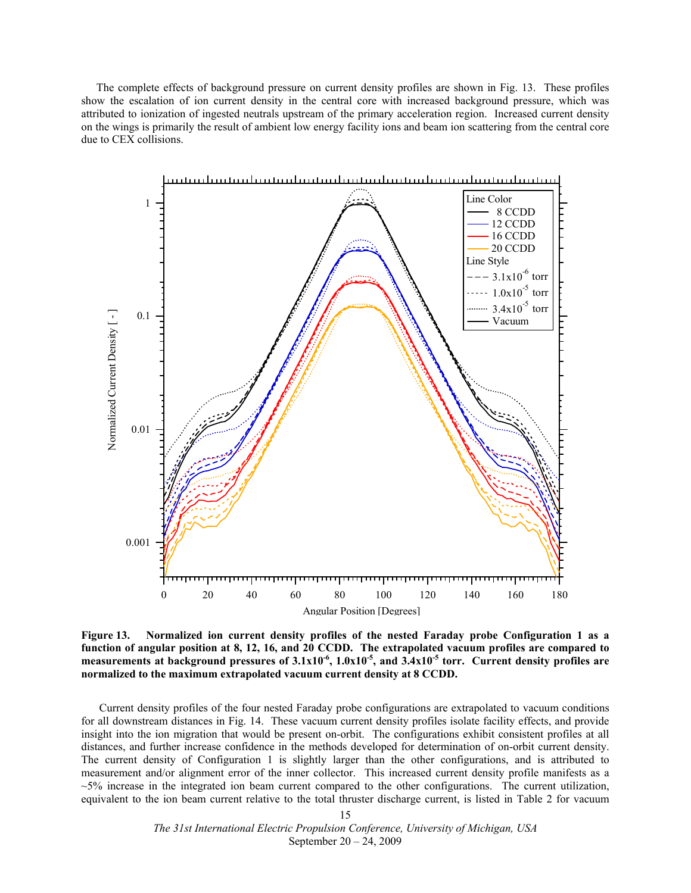The complete effects of background pressure on current density profiles are shown in Fig. 13. These profiles show the escalation of ion current density in the central core with increased background pressure, which was attributed to ionization of ingested neutrals upstream of the primary acceleration region. Increased current density on the wings is primarily the result of ambient low energy facility ions and beam ion scattering from the central core due to CEX collisions.

Normalized Current Density [ - ]

1
0.1
0.01
0.001

0 20 40 60 80 100 120 140 160 180

Angular Position [Degrees]

Line Color
8 CCDD
12 CCDD
16 CCDD
20 CCDD
Line Style
$3.1 \times 10^{-6}$ torr
$1.0 \times 10^{-5}$ torr
$3.4 \times 10^{-5}$ torr
Vacuum

**Figure 13. Normalized ion current density profiles of the nested Faraday probe Configuration 1 as a function of angular position at 8, 12, 16, and 20 CCDD. The extrapolated vacuum profiles are compared to measurements at background pressures of $3.1 \times 10^{-6}$, $1.0 \times 10^{-5}$, and $3.4 \times 10^{-5}$ torr. Current density profiles are normalized to the maximum extrapolated vacuum current density at 8 CCDD.**

Current density profiles of the four nested Faraday probe configurations are extrapolated to vacuum conditions for all downstream distances in Fig. 14. These vacuum current density profiles isolate facility effects, and provide insight into the ion migration that would be present on-orbit. The configurations exhibit consistent profiles at all distances, and further increase confidence in the methods developed for determination of on-orbit current density. The current density of Configuration 1 is slightly larger than the other configurations, and is attributed to measurement and/or alignment error of the inner collector. This increased current density profile manifests as a ~5% increase in the integrated ion beam current compared to the other configurations. The current utilization, equivalent to the ion beam current relative to the total thruster discharge current, is listed in Table 2 for vacuum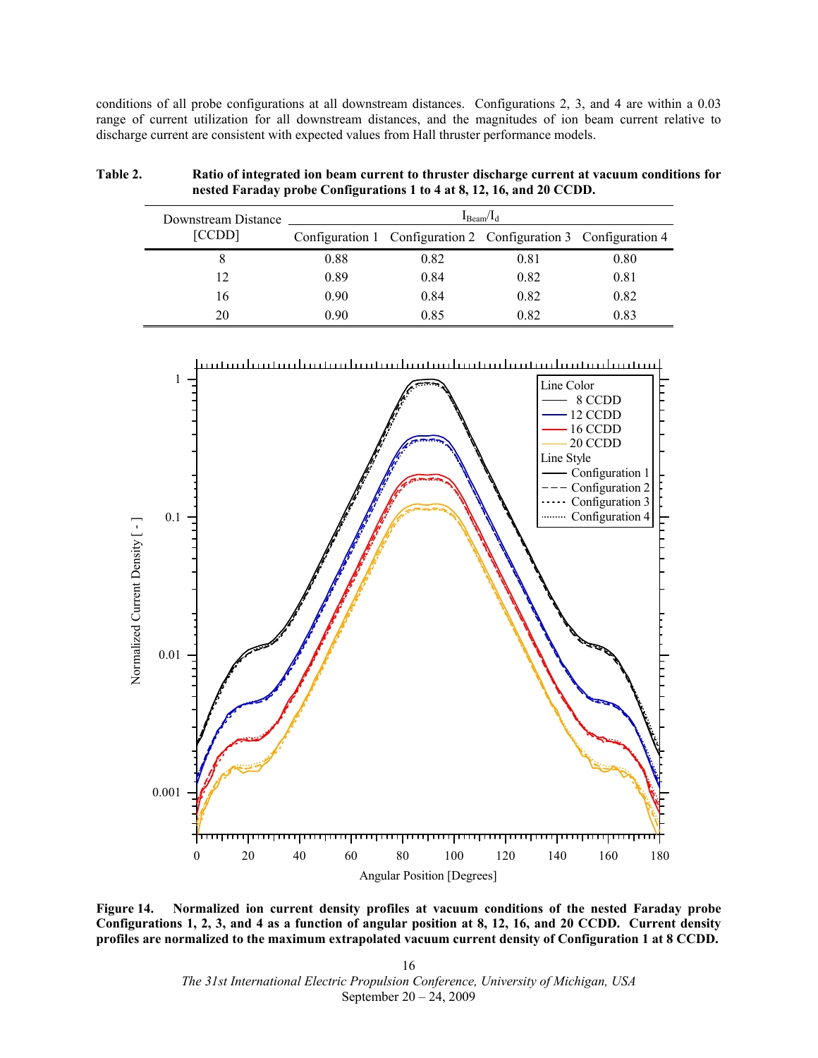conditions of all probe configurations at all downstream distances. Configurations 2, 3, and 4 are within a 0.03 range of current utilization for all downstream distances, and the magnitudes of ion beam current relative to discharge current are consistent with expected values from Hall thruster performance models.

**Table 2. Ratio of integrated ion beam current to thruster discharge current at vacuum conditions for nested Faraday probe Configurations 1 to 4 at 8, 12, 16, and 20 CCDD.**

| Downstream Distance [CCDD] | $I_{Beam}/I_d$ | | | |
|---|---|---|---|---|
| | Configuration 1 | Configuration 2 | Configuration 3 | Configuration 4 |
| 8 | 0.88 | 0.82 | 0.81 | 0.80 |
| 12 | 0.89 | 0.84 | 0.82 | 0.81 |
| 16 | 0.90 | 0.84 | 0.82 | 0.82 |
| 20 | 0.90 | 0.85 | 0.82 | 0.83 |

Line Color
8 CCDD
12 CCDD
16 CCDD
20 CCDD
Line Style
Configuration 1
Configuration 2
Configuration 3
Configuration 4

Normalized Current Density [ - ]
1
0.1
0.01
0.001

Angular Position [Degrees]
0 20 40 60 80 100 120 140 160 180

**Figure 14. Normalized ion current density profiles at vacuum conditions of the nested Faraday probe Configurations 1, 2, 3, and 4 as a function of angular position at 8, 12, 16, and 20 CCDD. Current density profiles are normalized to the maximum extrapolated vacuum current density of Configuration 1 at 8 CCDD.**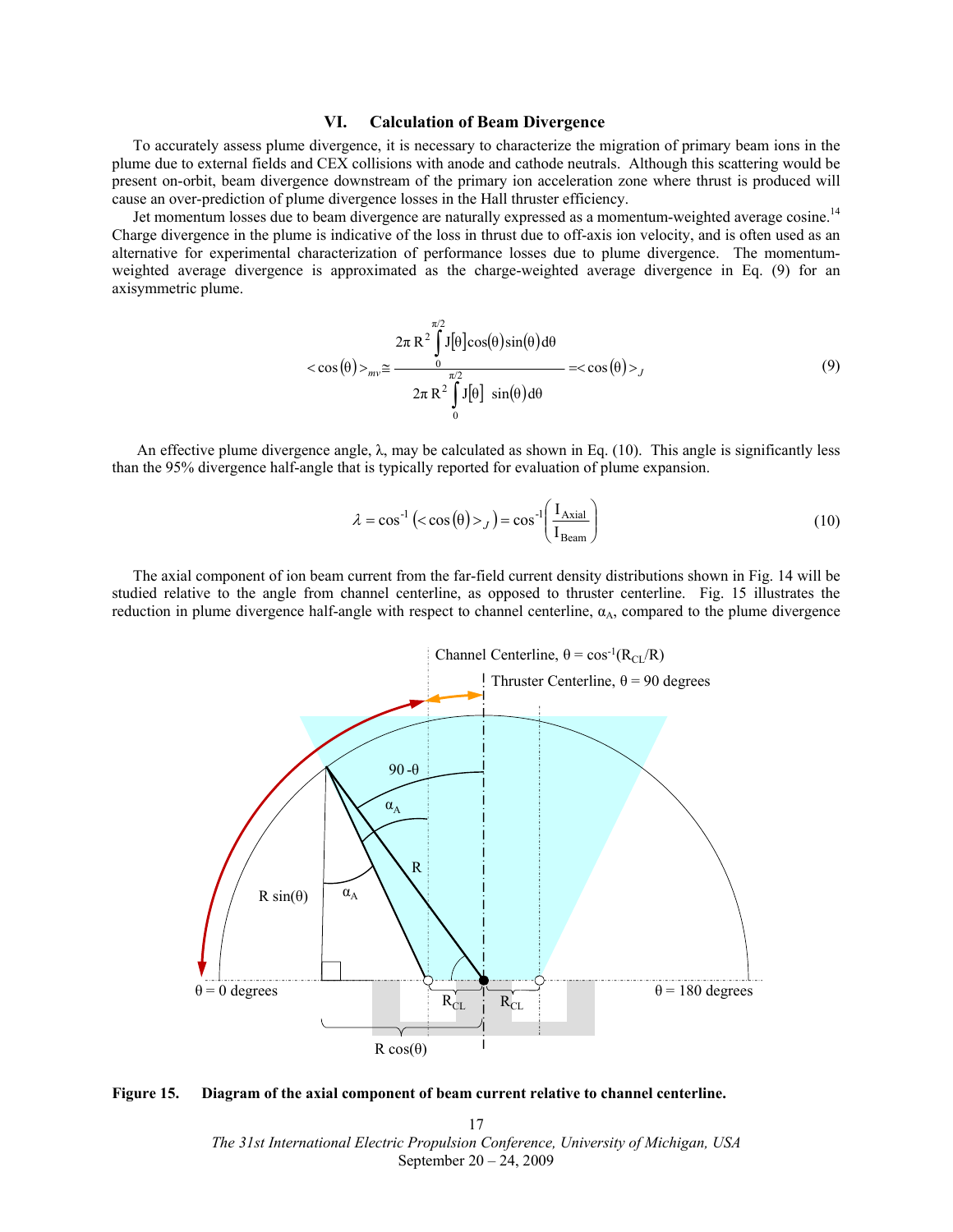## VI. Calculation of Beam Divergence

To accurately assess plume divergence, it is necessary to characterize the migration of primary beam ions in the plume due to external fields and CEX collisions with anode and cathode neutrals. Although this scattering would be present on-orbit, beam divergence downstream of the primary ion acceleration zone where thrust is produced will cause an over-prediction of plume divergence losses in the Hall thruster efficiency.

Jet momentum losses due to beam divergence are naturally expressed as a momentum-weighted average cosine.[14] Charge divergence in the plume is indicative of the loss in thrust due to off-axis ion velocity, and is often used as an alternative for experimental characterization of performance losses due to plume divergence. The momentum-weighted average divergence is approximated as the charge-weighted average divergence in Eq. (9) for an axisymmetric plume.

$$<\cos(\theta)>_{mv} \cong \frac{2\pi R^2 \int_0^{\pi/2} J[\theta]\cos(\theta)\sin(\theta)d\theta}{2\pi R^2 \int_0^{\pi/2} J[\theta]\ \sin(\theta)d\theta} = <\cos(\theta)>_J \tag{9}$$

An effective plume divergence angle, $\lambda$, may be calculated as shown in Eq. (10). This angle is significantly less than the 95% divergence half-angle that is typically reported for evaluation of plume expansion.

$$\lambda = \cos^{-1}\left(<\cos(\theta)>_J\right) = \cos^{-1}\left(\frac{I_{Axial}}{I_{Beam}}\right) \tag{10}$$

The axial component of ion beam current from the far-field current density distributions shown in Fig. 14 will be studied relative to the angle from channel centerline, as opposed to thruster centerline. Fig. 15 illustrates the reduction in plume divergence half-angle with respect to channel centerline, $\alpha_A$, compared to the plume divergence

Channel Centerline, $\theta = \cos^{-1}(R_{CL}/R)$

Thruster Centerline, $\theta$ = 90 degrees

90 -θ

$\alpha_A$

R

R sin(θ)

$\alpha_A$

θ = 0 degrees

$R_{CL}$

$R_{CL}$

θ = 180 degrees

R cos(θ)

**Figure 15. Diagram of the axial component of beam current relative to channel centerline.**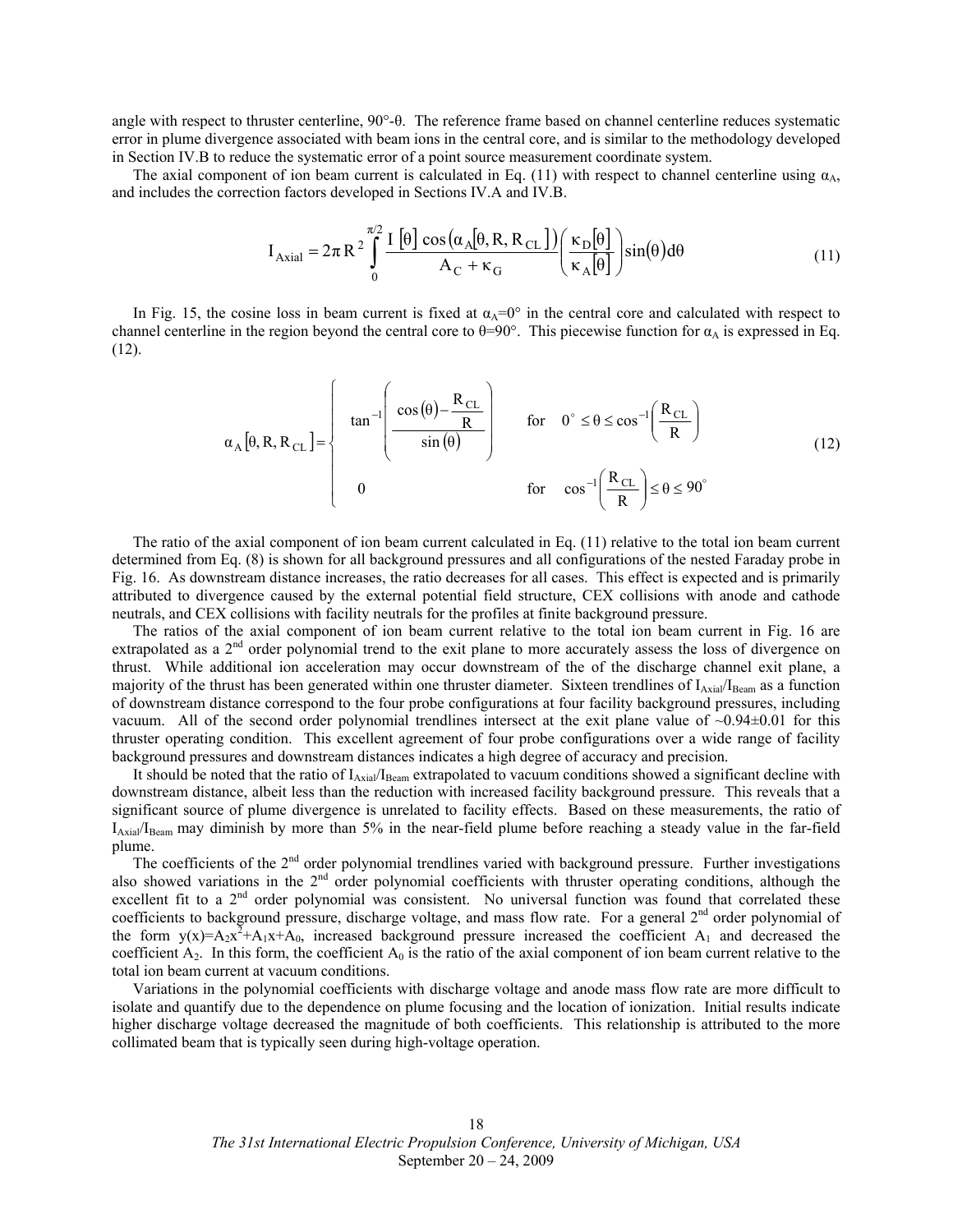angle with respect to thruster centerline, 90°-θ. The reference frame based on channel centerline reduces systematic error in plume divergence associated with beam ions in the central core, and is similar to the methodology developed in Section IV.B to reduce the systematic error of a point source measurement coordinate system.

The axial component of ion beam current is calculated in Eq. (11) with respect to channel centerline using $\alpha_A$, and includes the correction factors developed in Sections IV.A and IV.B.

$$I_{Axial} = 2\pi R^2 \int_0^{\pi/2} \frac{I[\theta] \cos(\alpha_A[\theta, R, R_{CL}])}{A_C + \kappa_G} \left( \frac{\kappa_D[\theta]}{\kappa_A[\theta]} \right) \sin(\theta) d\theta \tag{11}$$

In Fig. 15, the cosine loss in beam current is fixed at $\alpha_A$=0° in the central core and calculated with respect to channel centerline in the region beyond the central core to θ=90°. This piecewise function for $\alpha_A$ is expressed in Eq. (12).

$$\alpha_A[\theta, R, R_{CL}] = \begin{cases} \tan^{-1}\left( \dfrac{\cos(\theta) - \dfrac{R_{CL}}{R}}{\sin(\theta)} \right) & \text{for} \quad 0^\circ \le \theta \le \cos^{-1}\left( \dfrac{R_{CL}}{R} \right) \\ 0 & \text{for} \quad \cos^{-1}\left( \dfrac{R_{CL}}{R} \right) \le \theta \le 90^\circ \end{cases} \tag{12}$$

The ratio of the axial component of ion beam current calculated in Eq. (11) relative to the total ion beam current determined from Eq. (8) is shown for all background pressures and all configurations of the nested Faraday probe in Fig. 16. As downstream distance increases, the ratio decreases for all cases. This effect is expected and is primarily attributed to divergence caused by the external potential field structure, CEX collisions with anode and cathode neutrals, and CEX collisions with facility neutrals for the profiles at finite background pressure.

The ratios of the axial component of ion beam current relative to the total ion beam current in Fig. 16 are extrapolated as a 2[nd] order polynomial trend to the exit plane to more accurately assess the loss of divergence on thrust. While additional ion acceleration may occur downstream of the of the discharge channel exit plane, a majority of the thrust has been generated within one thruster diameter. Sixteen trendlines of $I_{Axial}/I_{Beam}$ as a function of downstream distance correspond to the four probe configurations at four facility background pressures, including vacuum. All of the second order polynomial trendlines intersect at the exit plane value of ~0.94±0.01 for this thruster operating condition. This excellent agreement of four probe configurations over a wide range of facility background pressures and downstream distances indicates a high degree of accuracy and precision.

It should be noted that the ratio of $I_{Axial}/I_{Beam}$ extrapolated to vacuum conditions showed a significant decline with downstream distance, albeit less than the reduction with increased facility background pressure. This reveals that a significant source of plume divergence is unrelated to facility effects. Based on these measurements, the ratio of $I_{Axial}/I_{Beam}$ may diminish by more than 5% in the near-field plume before reaching a steady value in the far-field plume.

The coefficients of the 2[nd] order polynomial trendlines varied with background pressure. Further investigations also showed variations in the 2[nd] order polynomial coefficients with thruster operating conditions, although the excellent fit to a 2[nd] order polynomial was consistent. No universal function was found that correlated these coefficients to background pressure, discharge voltage, and mass flow rate. For a general 2[nd] order polynomial of the form $y(x)=A_2x^2+A_1x+A_0$, increased background pressure increased the coefficient $A_1$ and decreased the coefficient $A_2$. In this form, the coefficient $A_0$ is the ratio of the axial component of ion beam current relative to the total ion beam current at vacuum conditions.

Variations in the polynomial coefficients with discharge voltage and anode mass flow rate are more difficult to isolate and quantify due to the dependence on plume focusing and the location of ionization. Initial results indicate higher discharge voltage decreased the magnitude of both coefficients. This relationship is attributed to the more collimated beam that is typically seen during high-voltage operation.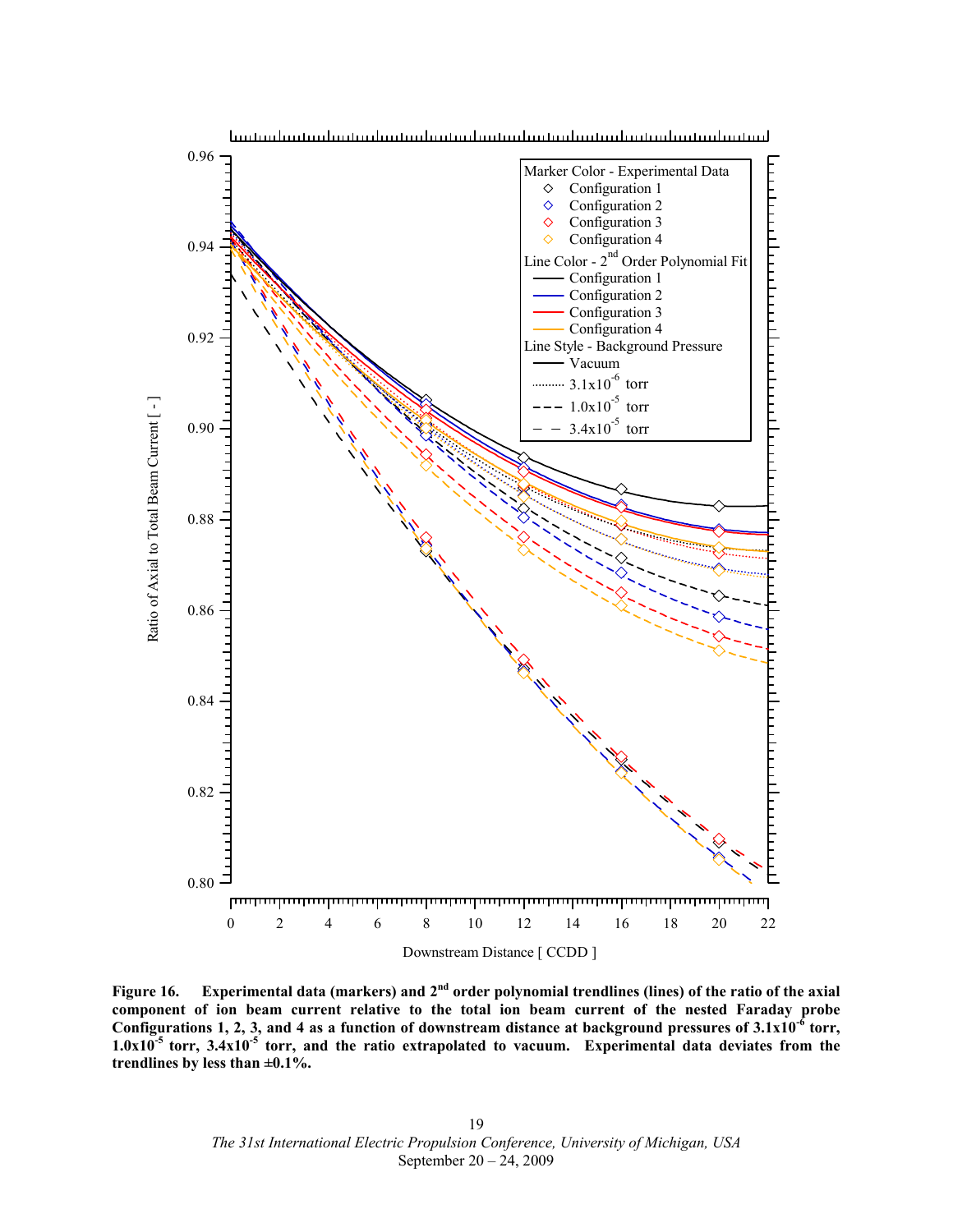Marker Color - Experimental Data

Configuration 1

Configuration 2

Configuration 3

Configuration 4

Line Color - 2[nd] Order Polynomial Fit

Configuration 1

Configuration 2

Configuration 3

Configuration 4

Line Style - Background Pressure

Vacuum

$3.1\times10^{-6}$ torr

$1.0\times10^{-5}$ torr

$3.4\times10^{-5}$ torr

Ratio of Axial to Total Beam Current [ - ]

0.96
0.94
0.92
0.90
0.88
0.86
0.84
0.82
0.80

0 2 4 6 8 10 12 14 16 18 20 22

Downstream Distance [ CCDD ]

**Figure 16. Experimental data (markers) and 2nd order polynomial trendlines (lines) of the ratio of the axial component of ion beam current relative to the total ion beam current of the nested Faraday probe Configurations 1, 2, 3, and 4 as a function of downstream distance at background pressures of $3.1\times10^{-6}$ torr, $1.0\times10^{-5}$ torr, $3.4\times10^{-5}$ torr, and the ratio extrapolated to vacuum. Experimental data deviates from the trendlines by less than ±0.1%.**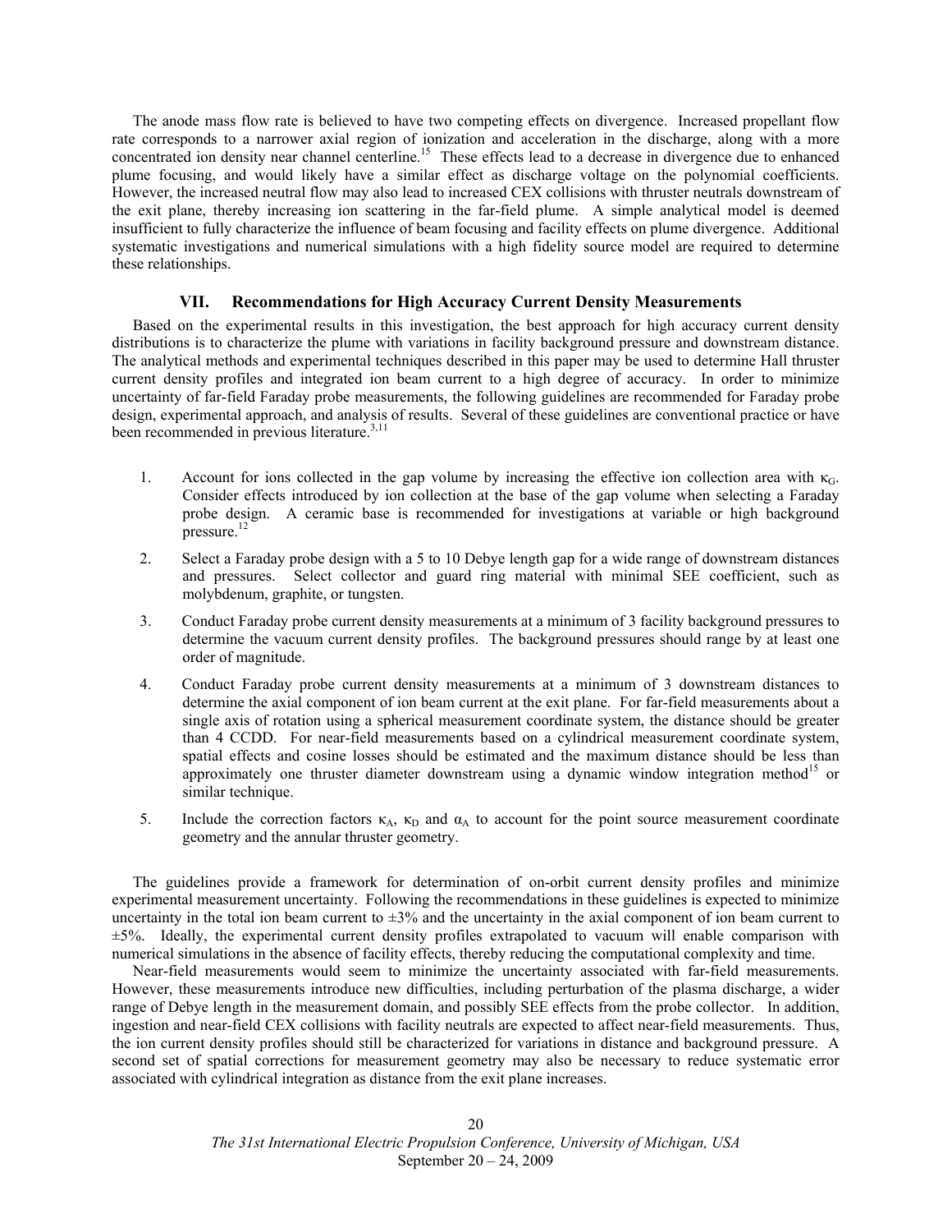The anode mass flow rate is believed to have two competing effects on divergence. Increased propellant flow rate corresponds to a narrower axial region of ionization and acceleration in the discharge, along with a more concentrated ion density near channel centerline.[15] These effects lead to a decrease in divergence due to enhanced plume focusing, and would likely have a similar effect as discharge voltage on the polynomial coefficients. However, the increased neutral flow may also lead to increased CEX collisions with thruster neutrals downstream of the exit plane, thereby increasing ion scattering in the far-field plume. A simple analytical model is deemed insufficient to fully characterize the influence of beam focusing and facility effects on plume divergence. Additional systematic investigations and numerical simulations with a high fidelity source model are required to determine these relationships.

## VII. Recommendations for High Accuracy Current Density Measurements

Based on the experimental results in this investigation, the best approach for high accuracy current density distributions is to characterize the plume with variations in facility background pressure and downstream distance. The analytical methods and experimental techniques described in this paper may be used to determine Hall thruster current density profiles and integrated ion beam current to a high degree of accuracy. In order to minimize uncertainty of far-field Faraday probe measurements, the following guidelines are recommended for Faraday probe design, experimental approach, and analysis of results. Several of these guidelines are conventional practice or have been recommended in previous literature.[3,11]

1. Account for ions collected in the gap volume by increasing the effective ion collection area with $\kappa_G$. Consider effects introduced by ion collection at the base of the gap volume when selecting a Faraday probe design. A ceramic base is recommended for investigations at variable or high background pressure.[12]
2. Select a Faraday probe design with a 5 to 10 Debye length gap for a wide range of downstream distances and pressures. Select collector and guard ring material with minimal SEE coefficient, such as molybdenum, graphite, or tungsten.
3. Conduct Faraday probe current density measurements at a minimum of 3 facility background pressures to determine the vacuum current density profiles. The background pressures should range by at least one order of magnitude.
4. Conduct Faraday probe current density measurements at a minimum of 3 downstream distances to determine the axial component of ion beam current at the exit plane. For far-field measurements about a single axis of rotation using a spherical measurement coordinate system, the distance should be greater than 4 CCDD. For near-field measurements based on a cylindrical measurement coordinate system, spatial effects and cosine losses should be estimated and the maximum distance should be less than approximately one thruster diameter downstream using a dynamic window integration method[15] or similar technique.
5. Include the correction factors $\kappa_A$, $\kappa_D$ and $\alpha_A$ to account for the point source measurement coordinate geometry and the annular thruster geometry.

The guidelines provide a framework for determination of on-orbit current density profiles and minimize experimental measurement uncertainty. Following the recommendations in these guidelines is expected to minimize uncertainty in the total ion beam current to ±3% and the uncertainty in the axial component of ion beam current to ±5%. Ideally, the experimental current density profiles extrapolated to vacuum will enable comparison with numerical simulations in the absence of facility effects, thereby reducing the computational complexity and time.

Near-field measurements would seem to minimize the uncertainty associated with far-field measurements. However, these measurements introduce new difficulties, including perturbation of the plasma discharge, a wider range of Debye length in the measurement domain, and possibly SEE effects from the probe collector. In addition, ingestion and near-field CEX collisions with facility neutrals are expected to affect near-field measurements. Thus, the ion current density profiles should still be characterized for variations in distance and background pressure. A second set of spatial corrections for measurement geometry may also be necessary to reduce systematic error associated with cylindrical integration as distance from the exit plane increases.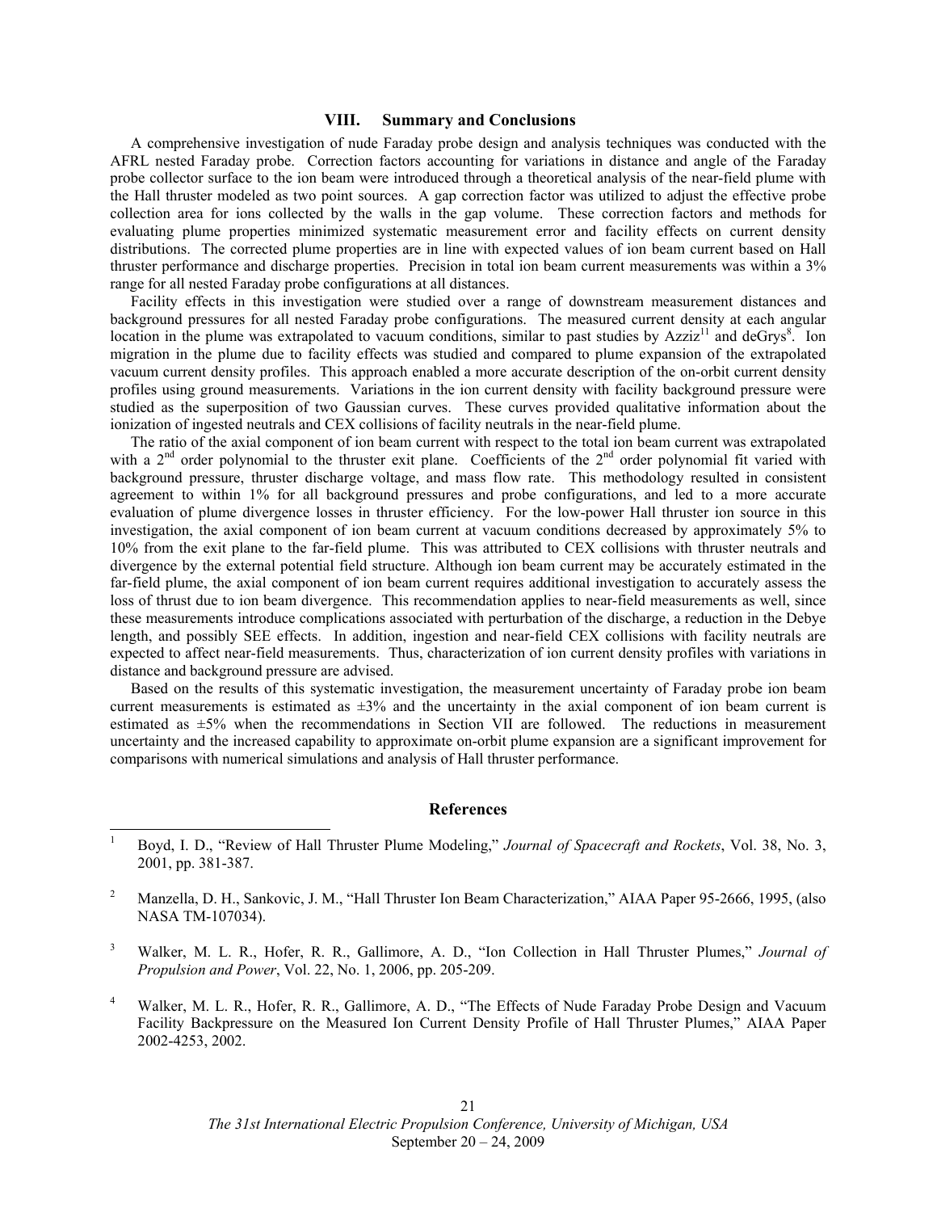## VIII. Summary and Conclusions

A comprehensive investigation of nude Faraday probe design and analysis techniques was conducted with the AFRL nested Faraday probe. Correction factors accounting for variations in distance and angle of the Faraday probe collector surface to the ion beam were introduced through a theoretical analysis of the near-field plume with the Hall thruster modeled as two point sources. A gap correction factor was utilized to adjust the effective probe collection area for ions collected by the walls in the gap volume. These correction factors and methods for evaluating plume properties minimized systematic measurement error and facility effects on current density distributions. The corrected plume properties are in line with expected values of ion beam current based on Hall thruster performance and discharge properties. Precision in total ion beam current measurements was within a 3% range for all nested Faraday probe configurations at all distances.

Facility effects in this investigation were studied over a range of downstream measurement distances and background pressures for all nested Faraday probe configurations. The measured current density at each angular location in the plume was extrapolated to vacuum conditions, similar to past studies by Azziz[11] and deGrys[8]. Ion migration in the plume due to facility effects was studied and compared to plume expansion of the extrapolated vacuum current density profiles. This approach enabled a more accurate description of the on-orbit current density profiles using ground measurements. Variations in the ion current density with facility background pressure were studied as the superposition of two Gaussian curves. These curves provided qualitative information about the ionization of ingested neutrals and CEX collisions of facility neutrals in the near-field plume.

The ratio of the axial component of ion beam current with respect to the total ion beam current was extrapolated with a 2[nd] order polynomial to the thruster exit plane. Coefficients of the 2[nd] order polynomial fit varied with background pressure, thruster discharge voltage, and mass flow rate. This methodology resulted in consistent agreement to within 1% for all background pressures and probe configurations, and led to a more accurate evaluation of plume divergence losses in thruster efficiency. For the low-power Hall thruster ion source in this investigation, the axial component of ion beam current at vacuum conditions decreased by approximately 5% to 10% from the exit plane to the far-field plume. This was attributed to CEX collisions with thruster neutrals and divergence by the external potential field structure. Although ion beam current may be accurately estimated in the far-field plume, the axial component of ion beam current requires additional investigation to accurately assess the loss of thrust due to ion beam divergence. This recommendation applies to near-field measurements as well, since these measurements introduce complications associated with perturbation of the discharge, a reduction in the Debye length, and possibly SEE effects. In addition, ingestion and near-field CEX collisions with facility neutrals are expected to affect near-field measurements. Thus, characterization of ion current density profiles with variations in distance and background pressure are advised.

Based on the results of this systematic investigation, the measurement uncertainty of Faraday probe ion beam current measurements is estimated as $\pm 3\%$ and the uncertainty in the axial component of ion beam current is estimated as $\pm 5\%$ when the recommendations in Section VII are followed. The reductions in measurement uncertainty and the increased capability to approximate on-orbit plume expansion are a significant improvement for comparisons with numerical simulations and analysis of Hall thruster performance.

## References

[1] Boyd, I. D., "Review of Hall Thruster Plume Modeling," *Journal of Spacecraft and Rockets*, Vol. 38, No. 3, 2001, pp. 381-387.

[2] Manzella, D. H., Sankovic, J. M., "Hall Thruster Ion Beam Characterization," AIAA Paper 95-2666, 1995, (also NASA TM-107034).

[3] Walker, M. L. R., Hofer, R. R., Gallimore, A. D., "Ion Collection in Hall Thruster Plumes," *Journal of Propulsion and Power*, Vol. 22, No. 1, 2006, pp. 205-209.

[4] Walker, M. L. R., Hofer, R. R., Gallimore, A. D., "The Effects of Nude Faraday Probe Design and Vacuum Facility Backpressure on the Measured Ion Current Density Profile of Hall Thruster Plumes," AIAA Paper 2002-4253, 2002.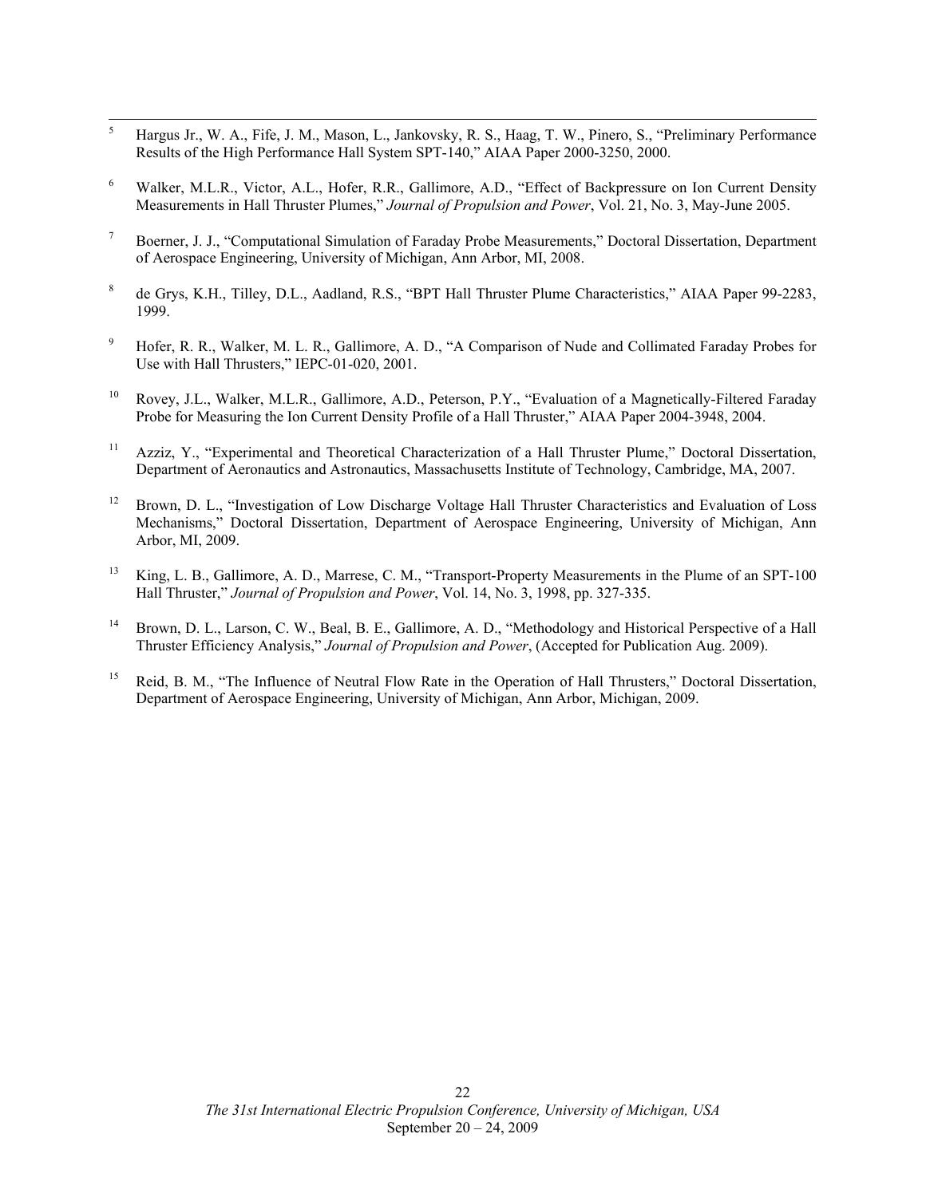[5] Hargus Jr., W. A., Fife, J. M., Mason, L., Jankovsky, R. S., Haag, T. W., Pinero, S., "Preliminary Performance Results of the High Performance Hall System SPT-140," AIAA Paper 2000-3250, 2000.

[6] Walker, M.L.R., Victor, A.L., Hofer, R.R., Gallimore, A.D., "Effect of Backpressure on Ion Current Density Measurements in Hall Thruster Plumes," *Journal of Propulsion and Power*, Vol. 21, No. 3, May-June 2005.

[7] Boerner, J. J., "Computational Simulation of Faraday Probe Measurements," Doctoral Dissertation, Department of Aerospace Engineering, University of Michigan, Ann Arbor, MI, 2008.

[8] de Grys, K.H., Tilley, D.L., Aadland, R.S., "BPT Hall Thruster Plume Characteristics," AIAA Paper 99-2283, 1999.

[9] Hofer, R. R., Walker, M. L. R., Gallimore, A. D., "A Comparison of Nude and Collimated Faraday Probes for Use with Hall Thrusters," IEPC-01-020, 2001.

[10] Rovey, J.L., Walker, M.L.R., Gallimore, A.D., Peterson, P.Y., "Evaluation of a Magnetically-Filtered Faraday Probe for Measuring the Ion Current Density Profile of a Hall Thruster," AIAA Paper 2004-3948, 2004.

[11] Azziz, Y., "Experimental and Theoretical Characterization of a Hall Thruster Plume," Doctoral Dissertation, Department of Aeronautics and Astronautics, Massachusetts Institute of Technology, Cambridge, MA, 2007.

[12] Brown, D. L., "Investigation of Low Discharge Voltage Hall Thruster Characteristics and Evaluation of Loss Mechanisms," Doctoral Dissertation, Department of Aerospace Engineering, University of Michigan, Ann Arbor, MI, 2009.

[13] King, L. B., Gallimore, A. D., Marrese, C. M., "Transport-Property Measurements in the Plume of an SPT-100 Hall Thruster," *Journal of Propulsion and Power*, Vol. 14, No. 3, 1998, pp. 327-335.

[14] Brown, D. L., Larson, C. W., Beal, B. E., Gallimore, A. D., "Methodology and Historical Perspective of a Hall Thruster Efficiency Analysis," *Journal of Propulsion and Power*, (Accepted for Publication Aug. 2009).

[15] Reid, B. M., "The Influence of Neutral Flow Rate in the Operation of Hall Thrusters," Doctoral Dissertation, Department of Aerospace Engineering, University of Michigan, Ann Arbor, Michigan, 2009.